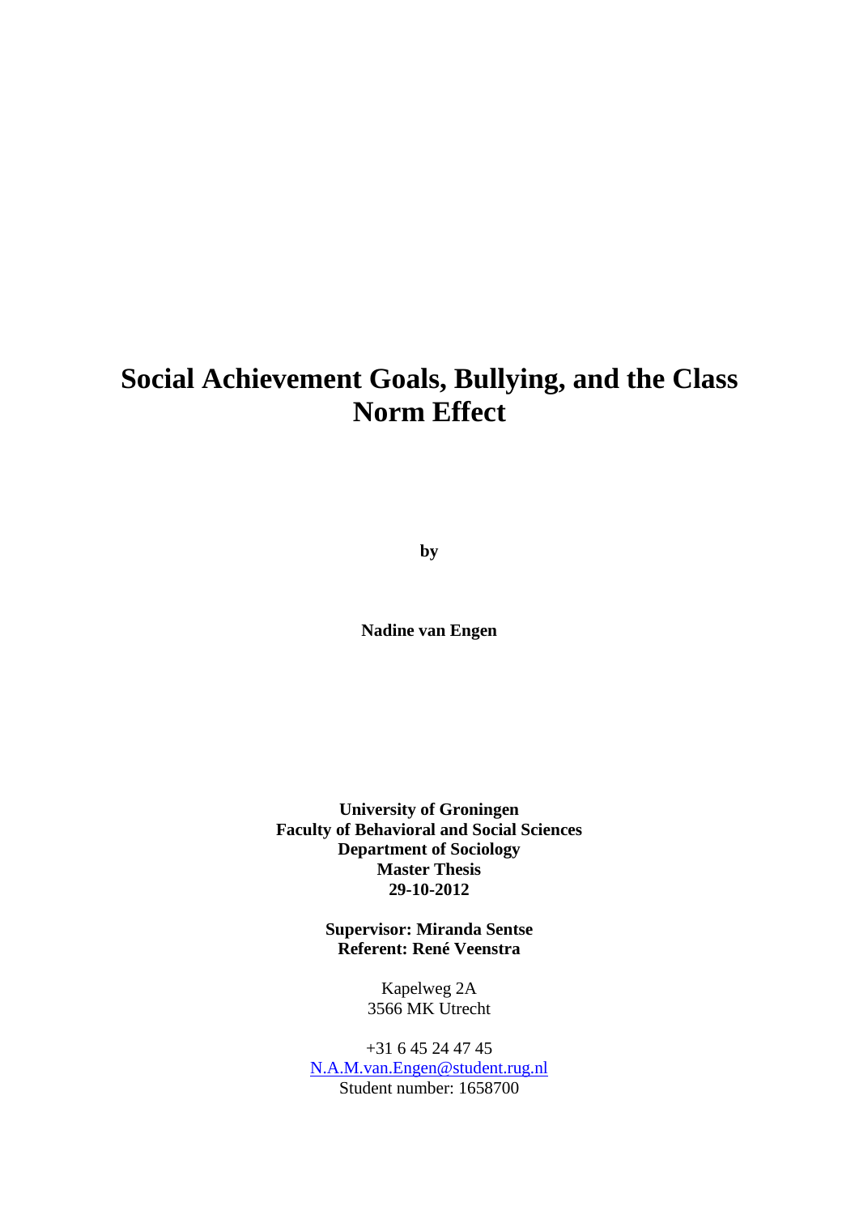# Social Achievement Goals, Bullying, and the Class Norm Effect

**by**

**Nadine van Engen**

**University of Groningen**
**Faculty of Behavioral and Social Sciences**
**Department of Sociology**
**Master Thesis**
**29-10-2012**

**Supervisor: Miranda Sentse**
**Referent: René Veenstra**

Kapelweg 2A
3566 MK Utrecht

+31 6 45 24 47 45
N.A.M.van.Engen@student.rug.nl
Student number: 1658700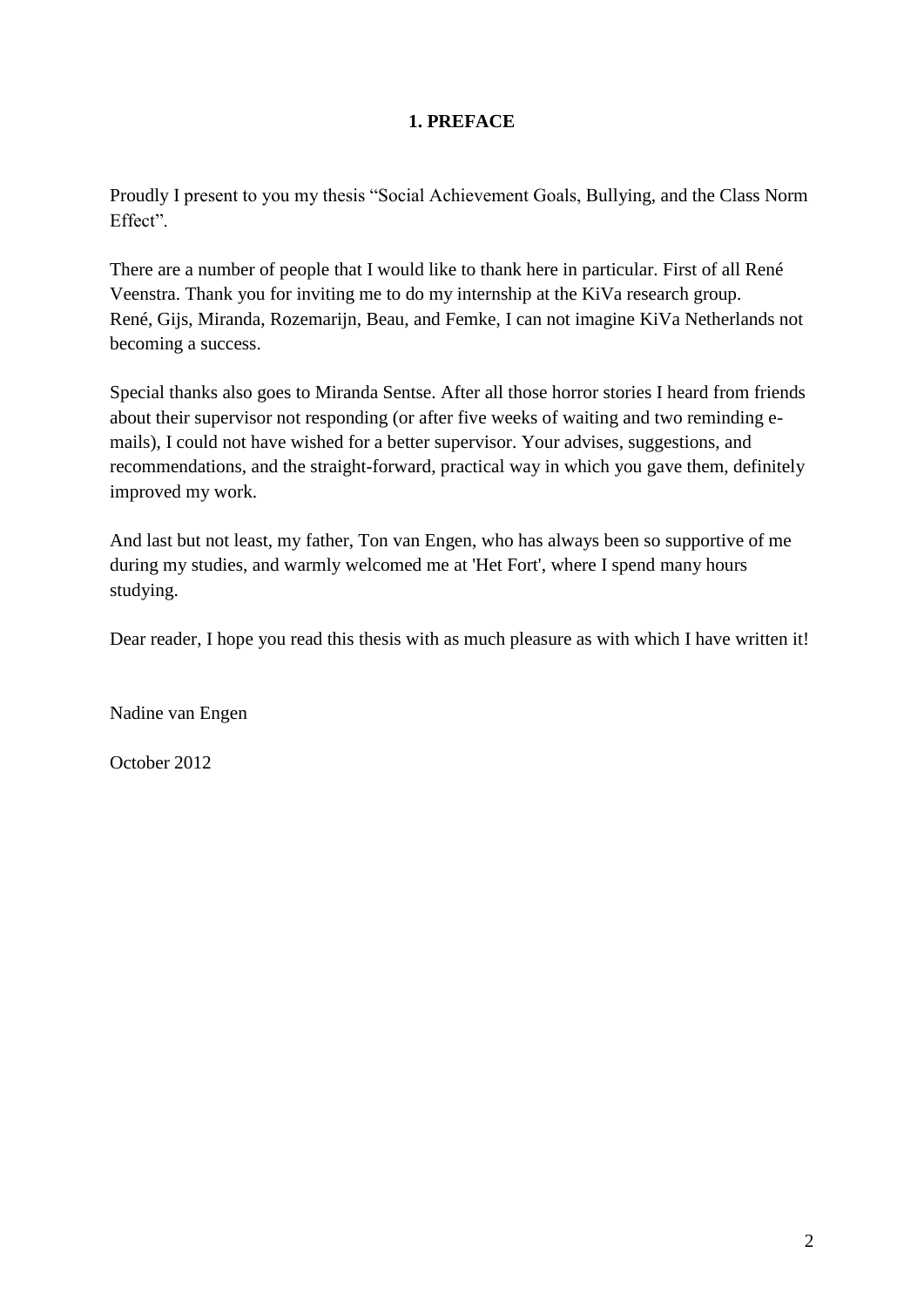# 1. PREFACE

Proudly I present to you my thesis "Social Achievement Goals, Bullying, and the Class Norm Effect".

There are a number of people that I would like to thank here in particular. First of all René Veenstra. Thank you for inviting me to do my internship at the KiVa research group. René, Gijs, Miranda, Rozemarijn, Beau, and Femke, I can not imagine KiVa Netherlands not becoming a success.

Special thanks also goes to Miranda Sentse. After all those horror stories I heard from friends about their supervisor not responding (or after five weeks of waiting and two reminding e-mails), I could not have wished for a better supervisor. Your advises, suggestions, and recommendations, and the straight-forward, practical way in which you gave them, definitely improved my work.

And last but not least, my father, Ton van Engen, who has always been so supportive of me during my studies, and warmly welcomed me at 'Het Fort', where I spend many hours studying.

Dear reader, I hope you read this thesis with as much pleasure as with which I have written it!

Nadine van Engen

October 2012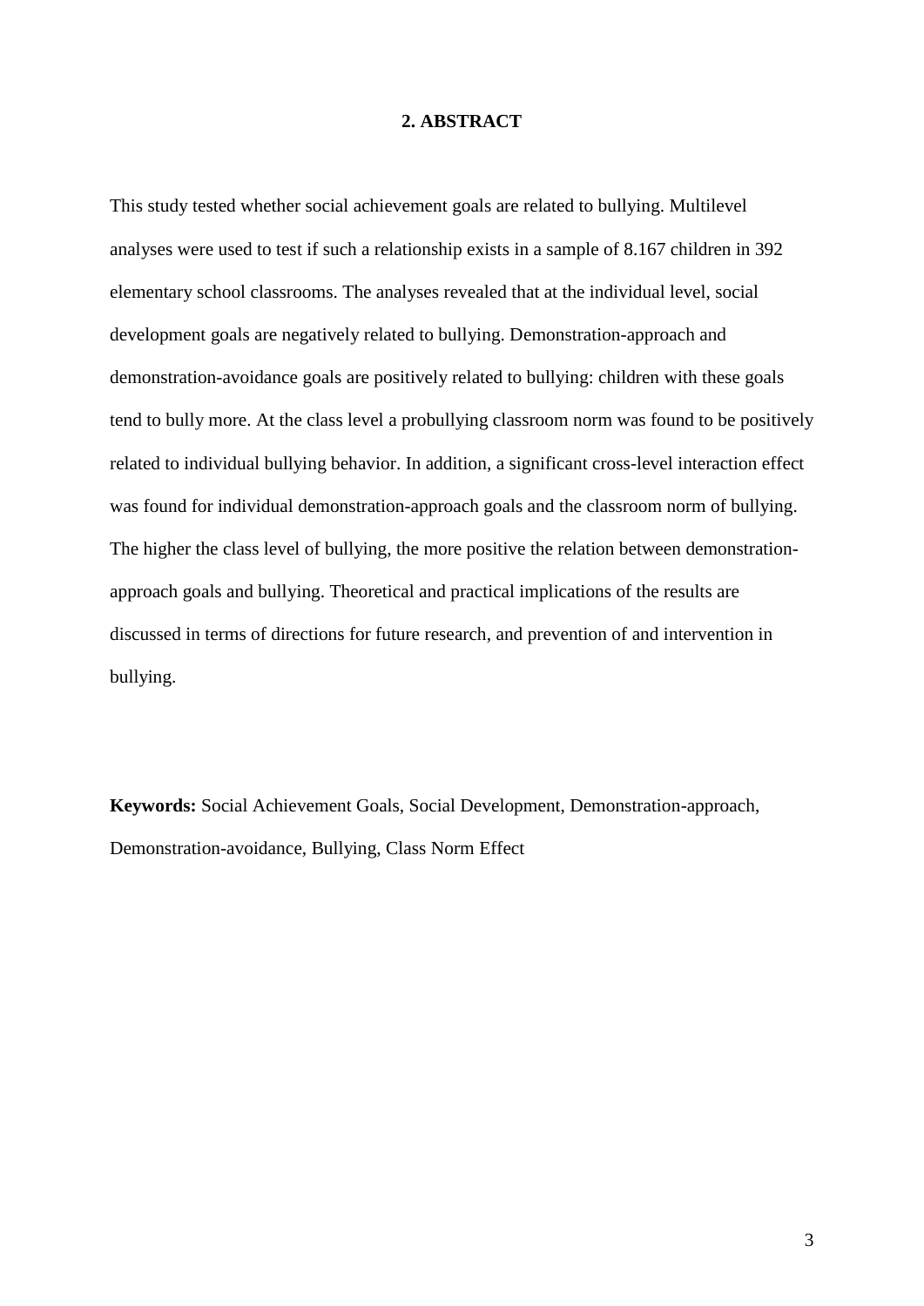## 2. ABSTRACT

This study tested whether social achievement goals are related to bullying. Multilevel analyses were used to test if such a relationship exists in a sample of 8.167 children in 392 elementary school classrooms. The analyses revealed that at the individual level, social development goals are negatively related to bullying. Demonstration-approach and demonstration-avoidance goals are positively related to bullying: children with these goals tend to bully more. At the class level a probullying classroom norm was found to be positively related to individual bullying behavior. In addition, a significant cross-level interaction effect was found for individual demonstration-approach goals and the classroom norm of bullying. The higher the class level of bullying, the more positive the relation between demonstration-approach goals and bullying. Theoretical and practical implications of the results are discussed in terms of directions for future research, and prevention of and intervention in bullying.

**Keywords:** Social Achievement Goals, Social Development, Demonstration-approach, Demonstration-avoidance, Bullying, Class Norm Effect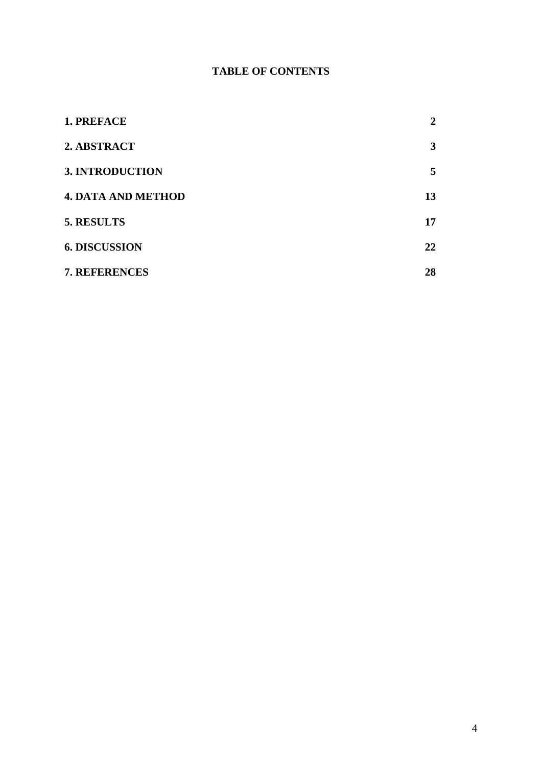## TABLE OF CONTENTS

| | |
|---|---|
| **1. PREFACE** | **2** |
| **2. ABSTRACT** | **3** |
| **3. INTRODUCTION** | **5** |
| **4. DATA AND METHOD** | **13** |
| **5. RESULTS** | **17** |
| **6. DISCUSSION** | **22** |
| **7. REFERENCES** | **28** |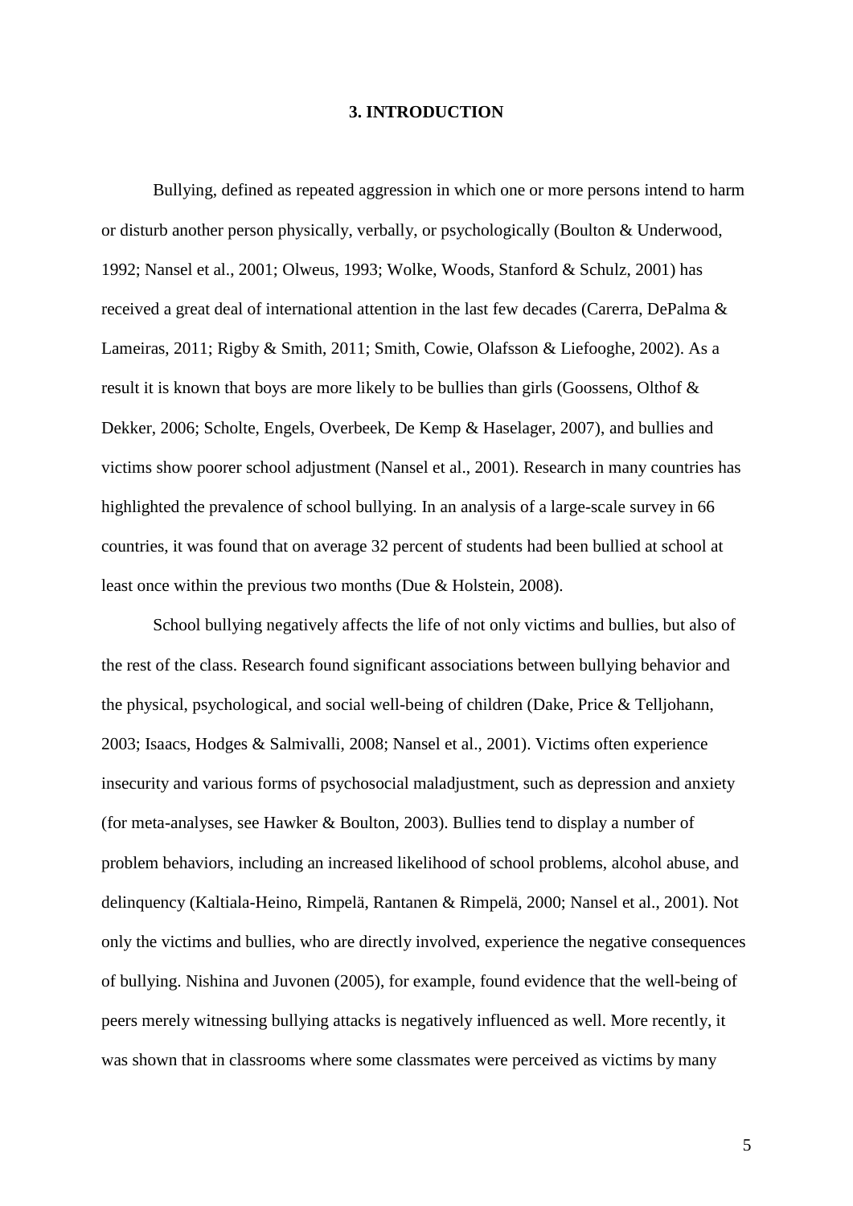# 3. INTRODUCTION

Bullying, defined as repeated aggression in which one or more persons intend to harm or disturb another person physically, verbally, or psychologically (Boulton & Underwood, 1992; Nansel et al., 2001; Olweus, 1993; Wolke, Woods, Stanford & Schulz, 2001) has received a great deal of international attention in the last few decades (Carerra, DePalma & Lameiras, 2011; Rigby & Smith, 2011; Smith, Cowie, Olafsson & Liefooghe, 2002). As a result it is known that boys are more likely to be bullies than girls (Goossens, Olthof & Dekker, 2006; Scholte, Engels, Overbeek, De Kemp & Haselager, 2007), and bullies and victims show poorer school adjustment (Nansel et al., 2001). Research in many countries has highlighted the prevalence of school bullying. In an analysis of a large-scale survey in 66 countries, it was found that on average 32 percent of students had been bullied at school at least once within the previous two months (Due & Holstein, 2008).

School bullying negatively affects the life of not only victims and bullies, but also of the rest of the class. Research found significant associations between bullying behavior and the physical, psychological, and social well-being of children (Dake, Price & Telljohann, 2003; Isaacs, Hodges & Salmivalli, 2008; Nansel et al., 2001). Victims often experience insecurity and various forms of psychosocial maladjustment, such as depression and anxiety (for meta-analyses, see Hawker & Boulton, 2003). Bullies tend to display a number of problem behaviors, including an increased likelihood of school problems, alcohol abuse, and delinquency (Kaltiala-Heino, Rimpelä, Rantanen & Rimpelä, 2000; Nansel et al., 2001). Not only the victims and bullies, who are directly involved, experience the negative consequences of bullying. Nishina and Juvonen (2005), for example, found evidence that the well-being of peers merely witnessing bullying attacks is negatively influenced as well. More recently, it was shown that in classrooms where some classmates were perceived as victims by many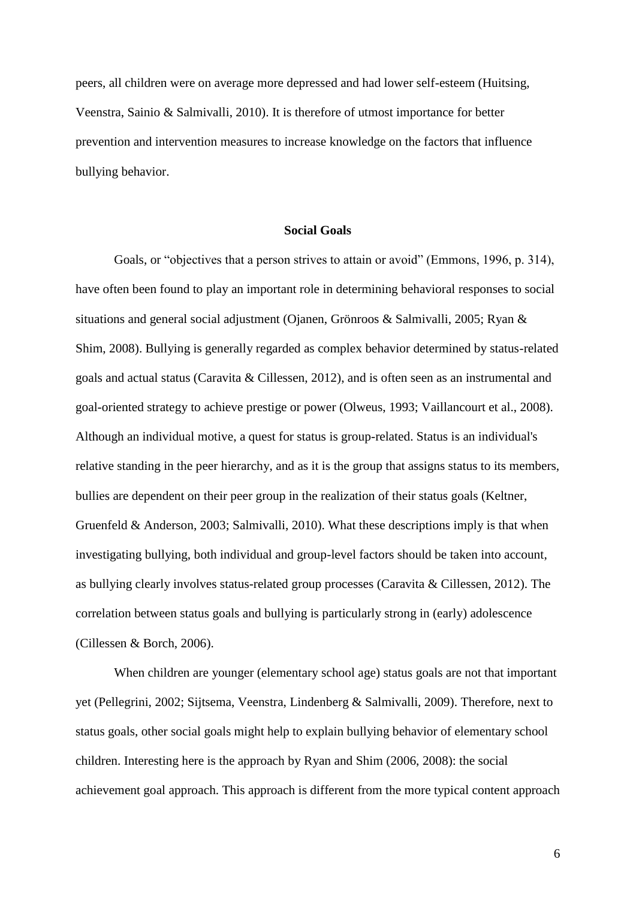peers, all children were on average more depressed and had lower self-esteem (Huitsing, Veenstra, Sainio & Salmivalli, 2010). It is therefore of utmost importance for better prevention and intervention measures to increase knowledge on the factors that influence bullying behavior.

## Social Goals

Goals, or "objectives that a person strives to attain or avoid" (Emmons, 1996, p. 314), have often been found to play an important role in determining behavioral responses to social situations and general social adjustment (Ojanen, Grönroos & Salmivalli, 2005; Ryan & Shim, 2008). Bullying is generally regarded as complex behavior determined by status-related goals and actual status (Caravita & Cillessen, 2012), and is often seen as an instrumental and goal-oriented strategy to achieve prestige or power (Olweus, 1993; Vaillancourt et al., 2008). Although an individual motive, a quest for status is group-related. Status is an individual's relative standing in the peer hierarchy, and as it is the group that assigns status to its members, bullies are dependent on their peer group in the realization of their status goals (Keltner, Gruenfeld & Anderson, 2003; Salmivalli, 2010). What these descriptions imply is that when investigating bullying, both individual and group-level factors should be taken into account, as bullying clearly involves status-related group processes (Caravita & Cillessen, 2012). The correlation between status goals and bullying is particularly strong in (early) adolescence (Cillessen & Borch, 2006).

When children are younger (elementary school age) status goals are not that important yet (Pellegrini, 2002; Sijtsema, Veenstra, Lindenberg & Salmivalli, 2009). Therefore, next to status goals, other social goals might help to explain bullying behavior of elementary school children. Interesting here is the approach by Ryan and Shim (2006, 2008): the social achievement goal approach. This approach is different from the more typical content approach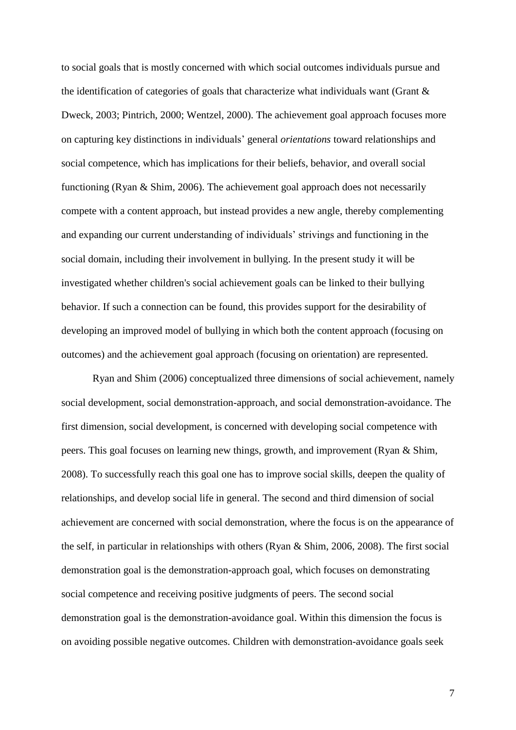to social goals that is mostly concerned with which social outcomes individuals pursue and the identification of categories of goals that characterize what individuals want (Grant & Dweck, 2003; Pintrich, 2000; Wentzel, 2000). The achievement goal approach focuses more on capturing key distinctions in individuals' general *orientations* toward relationships and social competence, which has implications for their beliefs, behavior, and overall social functioning (Ryan & Shim, 2006). The achievement goal approach does not necessarily compete with a content approach, but instead provides a new angle, thereby complementing and expanding our current understanding of individuals' strivings and functioning in the social domain, including their involvement in bullying. In the present study it will be investigated whether children's social achievement goals can be linked to their bullying behavior. If such a connection can be found, this provides support for the desirability of developing an improved model of bullying in which both the content approach (focusing on outcomes) and the achievement goal approach (focusing on orientation) are represented.

Ryan and Shim (2006) conceptualized three dimensions of social achievement, namely social development, social demonstration-approach, and social demonstration-avoidance. The first dimension, social development, is concerned with developing social competence with peers. This goal focuses on learning new things, growth, and improvement (Ryan & Shim, 2008). To successfully reach this goal one has to improve social skills, deepen the quality of relationships, and develop social life in general. The second and third dimension of social achievement are concerned with social demonstration, where the focus is on the appearance of the self, in particular in relationships with others (Ryan & Shim, 2006, 2008). The first social demonstration goal is the demonstration-approach goal, which focuses on demonstrating social competence and receiving positive judgments of peers. The second social demonstration goal is the demonstration-avoidance goal. Within this dimension the focus is on avoiding possible negative outcomes. Children with demonstration-avoidance goals seek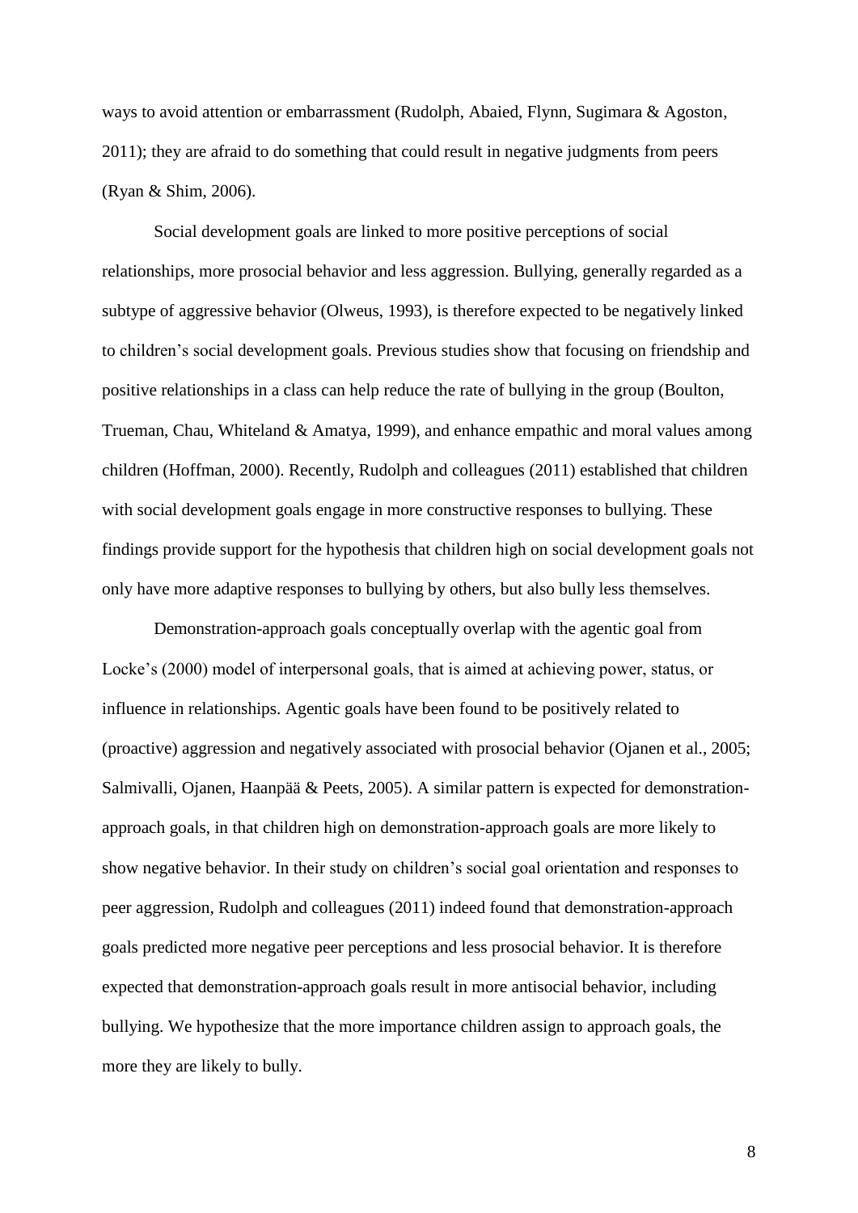ways to avoid attention or embarrassment (Rudolph, Abaied, Flynn, Sugimara & Agoston, 2011); they are afraid to do something that could result in negative judgments from peers (Ryan & Shim, 2006).

Social development goals are linked to more positive perceptions of social relationships, more prosocial behavior and less aggression. Bullying, generally regarded as a subtype of aggressive behavior (Olweus, 1993), is therefore expected to be negatively linked to children's social development goals. Previous studies show that focusing on friendship and positive relationships in a class can help reduce the rate of bullying in the group (Boulton, Trueman, Chau, Whiteland & Amatya, 1999), and enhance empathic and moral values among children (Hoffman, 2000). Recently, Rudolph and colleagues (2011) established that children with social development goals engage in more constructive responses to bullying. These findings provide support for the hypothesis that children high on social development goals not only have more adaptive responses to bullying by others, but also bully less themselves.

Demonstration-approach goals conceptually overlap with the agentic goal from Locke's (2000) model of interpersonal goals, that is aimed at achieving power, status, or influence in relationships. Agentic goals have been found to be positively related to (proactive) aggression and negatively associated with prosocial behavior (Ojanen et al., 2005; Salmivalli, Ojanen, Haanpää & Peets, 2005). A similar pattern is expected for demonstration-approach goals, in that children high on demonstration-approach goals are more likely to show negative behavior. In their study on children's social goal orientation and responses to peer aggression, Rudolph and colleagues (2011) indeed found that demonstration-approach goals predicted more negative peer perceptions and less prosocial behavior. It is therefore expected that demonstration-approach goals result in more antisocial behavior, including bullying. We hypothesize that the more importance children assign to approach goals, the more they are likely to bully.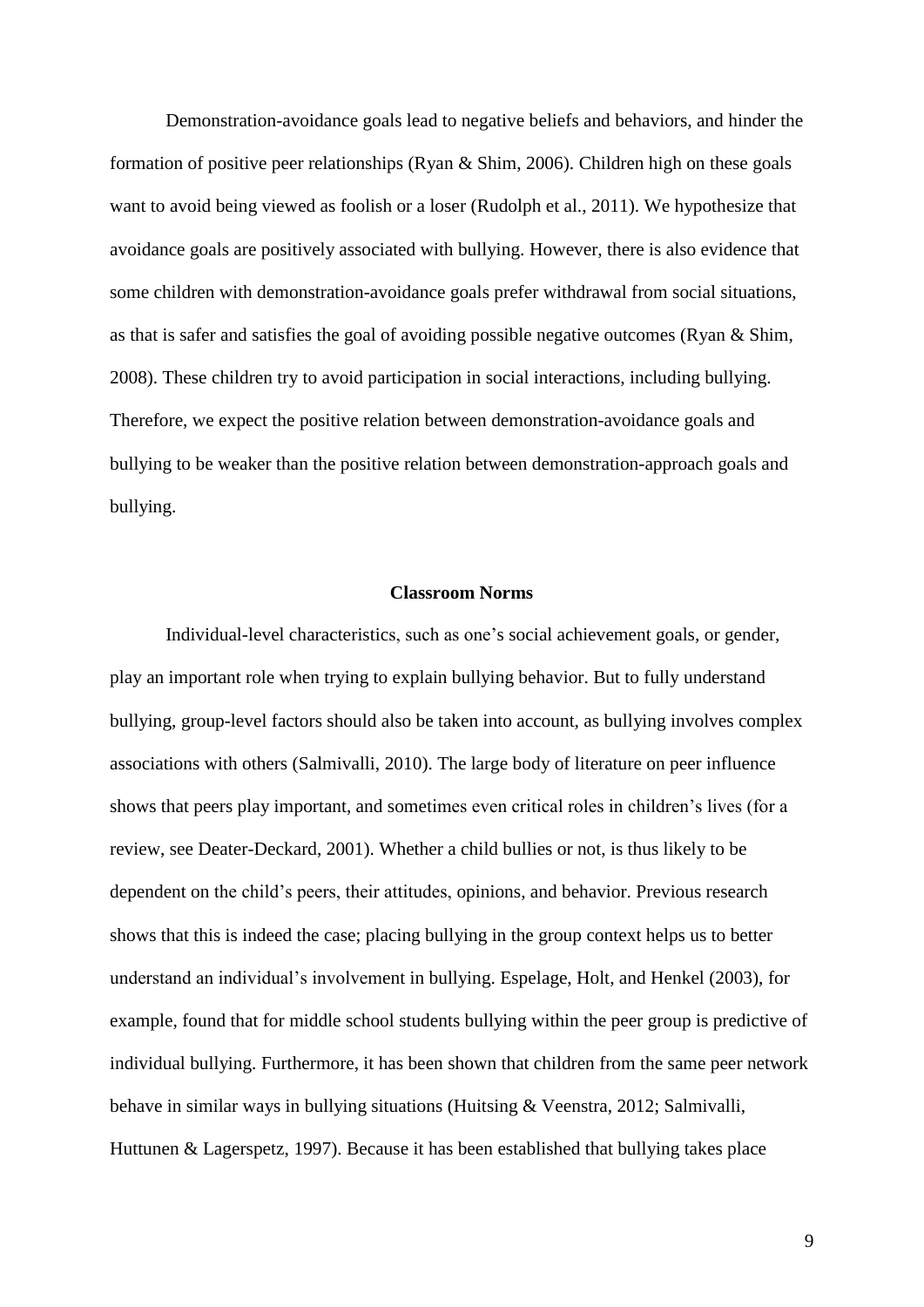Demonstration-avoidance goals lead to negative beliefs and behaviors, and hinder the formation of positive peer relationships (Ryan & Shim, 2006). Children high on these goals want to avoid being viewed as foolish or a loser (Rudolph et al., 2011). We hypothesize that avoidance goals are positively associated with bullying. However, there is also evidence that some children with demonstration-avoidance goals prefer withdrawal from social situations, as that is safer and satisfies the goal of avoiding possible negative outcomes (Ryan & Shim, 2008). These children try to avoid participation in social interactions, including bullying. Therefore, we expect the positive relation between demonstration-avoidance goals and bullying to be weaker than the positive relation between demonstration-approach goals and bullying.

## Classroom Norms

Individual-level characteristics, such as one's social achievement goals, or gender, play an important role when trying to explain bullying behavior. But to fully understand bullying, group-level factors should also be taken into account, as bullying involves complex associations with others (Salmivalli, 2010). The large body of literature on peer influence shows that peers play important, and sometimes even critical roles in children's lives (for a review, see Deater-Deckard, 2001). Whether a child bullies or not, is thus likely to be dependent on the child's peers, their attitudes, opinions, and behavior. Previous research shows that this is indeed the case; placing bullying in the group context helps us to better understand an individual's involvement in bullying. Espelage, Holt, and Henkel (2003), for example, found that for middle school students bullying within the peer group is predictive of individual bullying. Furthermore, it has been shown that children from the same peer network behave in similar ways in bullying situations (Huitsing & Veenstra, 2012; Salmivalli, Huttunen & Lagerspetz, 1997). Because it has been established that bullying takes place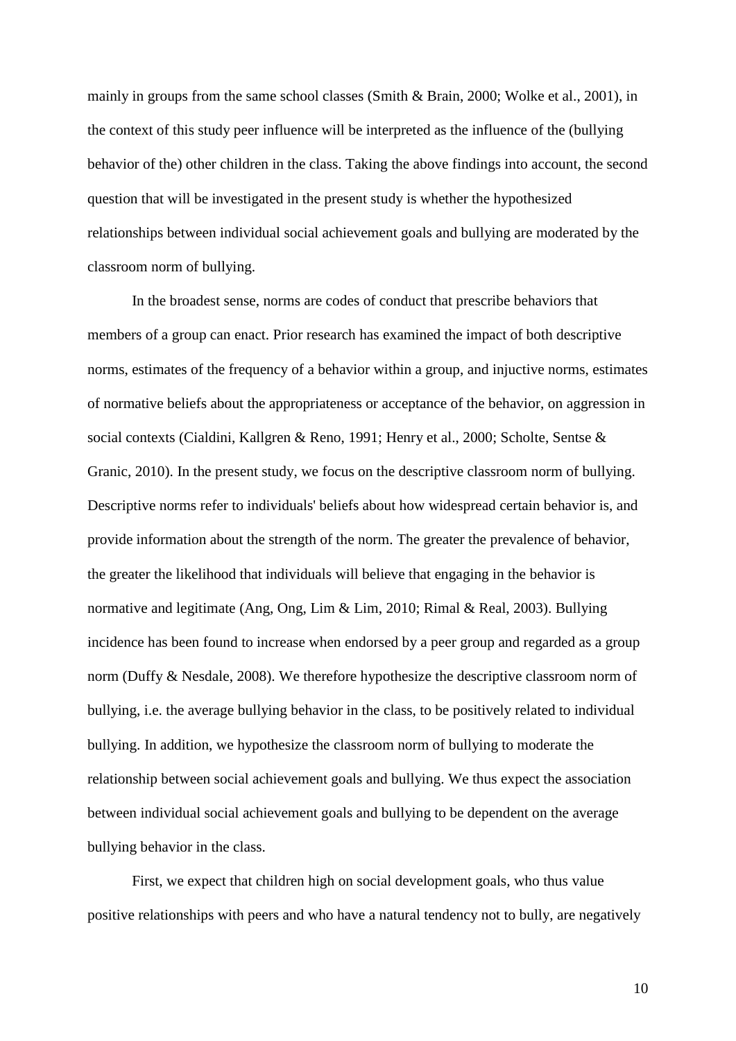mainly in groups from the same school classes (Smith & Brain, 2000; Wolke et al., 2001), in the context of this study peer influence will be interpreted as the influence of the (bullying behavior of the) other children in the class. Taking the above findings into account, the second question that will be investigated in the present study is whether the hypothesized relationships between individual social achievement goals and bullying are moderated by the classroom norm of bullying.

In the broadest sense, norms are codes of conduct that prescribe behaviors that members of a group can enact. Prior research has examined the impact of both descriptive norms, estimates of the frequency of a behavior within a group, and injuctive norms, estimates of normative beliefs about the appropriateness or acceptance of the behavior, on aggression in social contexts (Cialdini, Kallgren & Reno, 1991; Henry et al., 2000; Scholte, Sentse & Granic, 2010). In the present study, we focus on the descriptive classroom norm of bullying. Descriptive norms refer to individuals' beliefs about how widespread certain behavior is, and provide information about the strength of the norm. The greater the prevalence of behavior, the greater the likelihood that individuals will believe that engaging in the behavior is normative and legitimate (Ang, Ong, Lim & Lim, 2010; Rimal & Real, 2003). Bullying incidence has been found to increase when endorsed by a peer group and regarded as a group norm (Duffy & Nesdale, 2008). We therefore hypothesize the descriptive classroom norm of bullying, i.e. the average bullying behavior in the class, to be positively related to individual bullying. In addition, we hypothesize the classroom norm of bullying to moderate the relationship between social achievement goals and bullying. We thus expect the association between individual social achievement goals and bullying to be dependent on the average bullying behavior in the class.

First, we expect that children high on social development goals, who thus value positive relationships with peers and who have a natural tendency not to bully, are negatively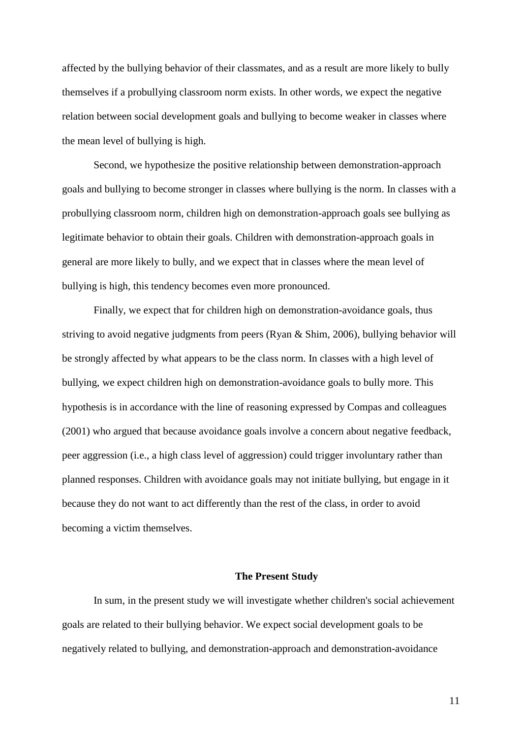affected by the bullying behavior of their classmates, and as a result are more likely to bully themselves if a probullying classroom norm exists. In other words, we expect the negative relation between social development goals and bullying to become weaker in classes where the mean level of bullying is high.

Second, we hypothesize the positive relationship between demonstration-approach goals and bullying to become stronger in classes where bullying is the norm. In classes with a probullying classroom norm, children high on demonstration-approach goals see bullying as legitimate behavior to obtain their goals. Children with demonstration-approach goals in general are more likely to bully, and we expect that in classes where the mean level of bullying is high, this tendency becomes even more pronounced.

Finally, we expect that for children high on demonstration-avoidance goals, thus striving to avoid negative judgments from peers (Ryan & Shim, 2006), bullying behavior will be strongly affected by what appears to be the class norm. In classes with a high level of bullying, we expect children high on demonstration-avoidance goals to bully more. This hypothesis is in accordance with the line of reasoning expressed by Compas and colleagues (2001) who argued that because avoidance goals involve a concern about negative feedback, peer aggression (i.e., a high class level of aggression) could trigger involuntary rather than planned responses. Children with avoidance goals may not initiate bullying, but engage in it because they do not want to act differently than the rest of the class, in order to avoid becoming a victim themselves.

## The Present Study

In sum, in the present study we will investigate whether children's social achievement goals are related to their bullying behavior. We expect social development goals to be negatively related to bullying, and demonstration-approach and demonstration-avoidance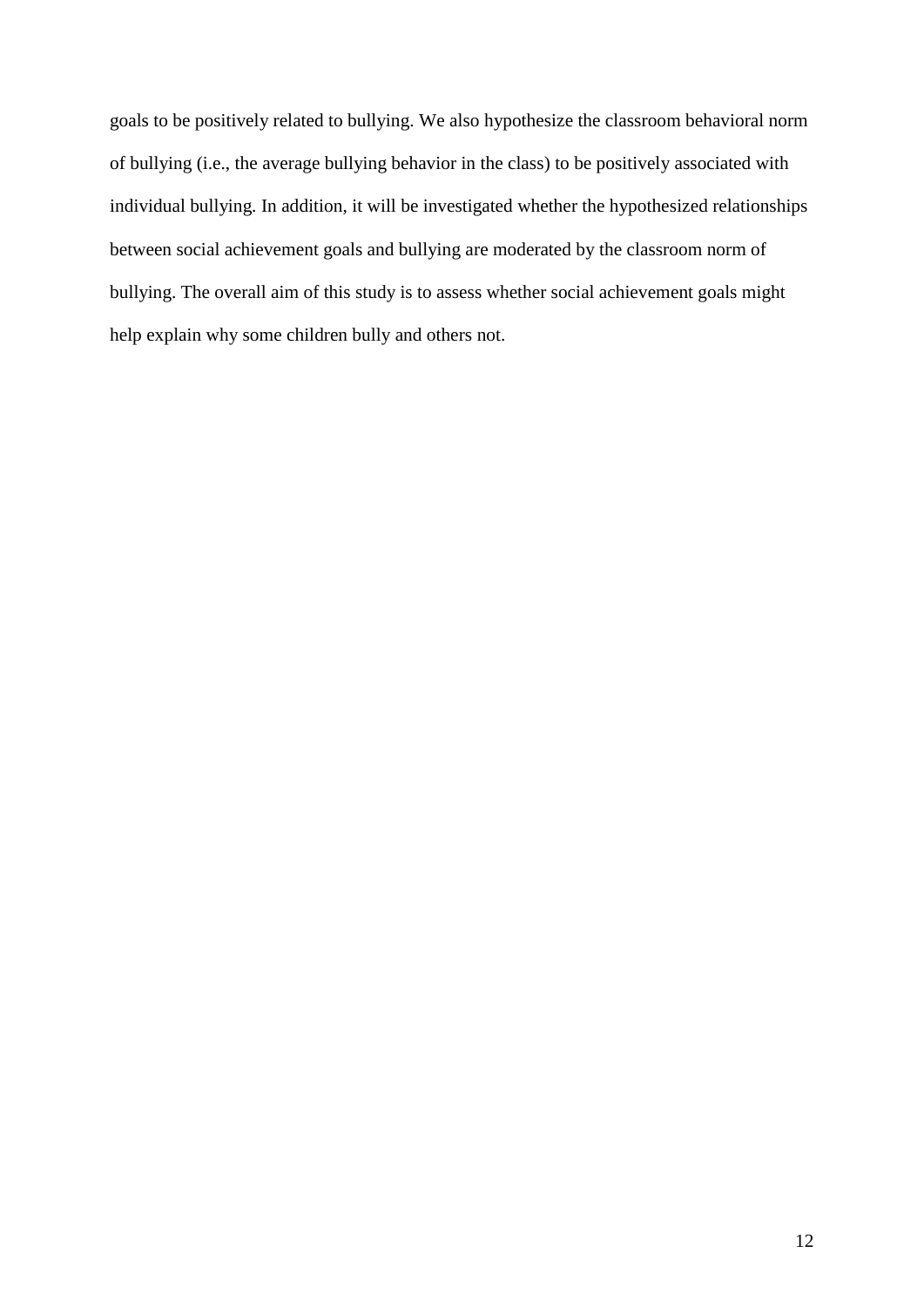goals to be positively related to bullying. We also hypothesize the classroom behavioral norm of bullying (i.e., the average bullying behavior in the class) to be positively associated with individual bullying. In addition, it will be investigated whether the hypothesized relationships between social achievement goals and bullying are moderated by the classroom norm of bullying. The overall aim of this study is to assess whether social achievement goals might help explain why some children bully and others not.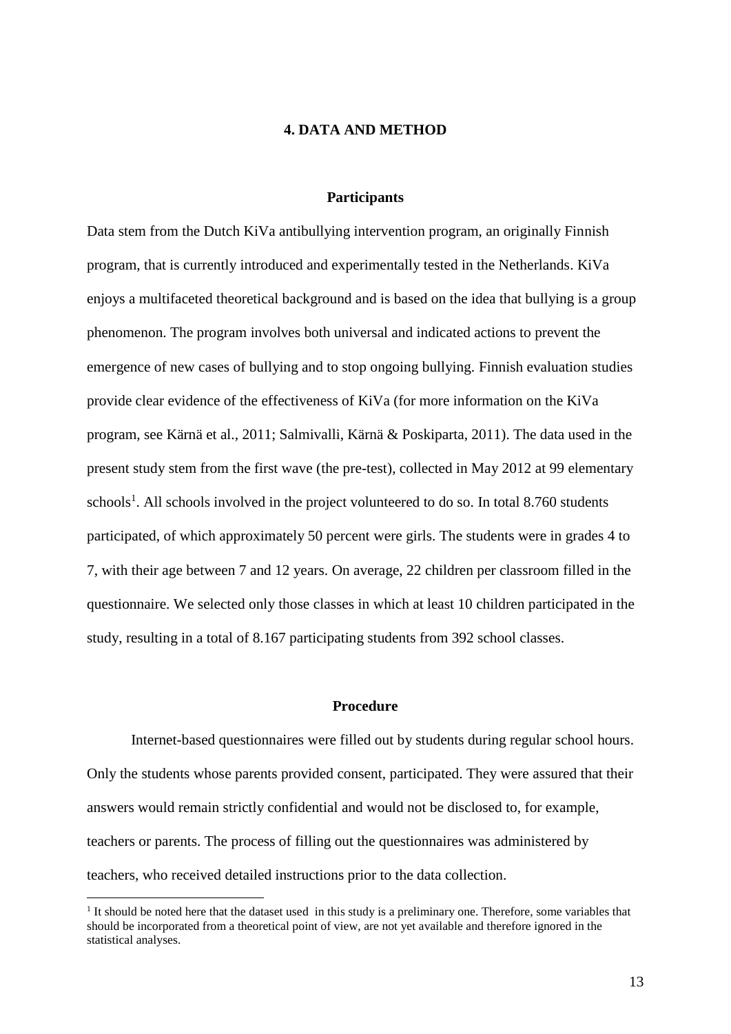# 4. DATA AND METHOD

## Participants

Data stem from the Dutch KiVa antibullying intervention program, an originally Finnish program, that is currently introduced and experimentally tested in the Netherlands. KiVa enjoys a multifaceted theoretical background and is based on the idea that bullying is a group phenomenon. The program involves both universal and indicated actions to prevent the emergence of new cases of bullying and to stop ongoing bullying. Finnish evaluation studies provide clear evidence of the effectiveness of KiVa (for more information on the KiVa program, see Kärnä et al., 2011; Salmivalli, Kärnä & Poskiparta, 2011). The data used in the present study stem from the first wave (the pre-test), collected in May 2012 at 99 elementary schools[1]. All schools involved in the project volunteered to do so. In total 8.760 students participated, of which approximately 50 percent were girls. The students were in grades 4 to 7, with their age between 7 and 12 years. On average, 22 children per classroom filled in the questionnaire. We selected only those classes in which at least 10 children participated in the study, resulting in a total of 8.167 participating students from 392 school classes.

## Procedure

Internet-based questionnaires were filled out by students during regular school hours. Only the students whose parents provided consent, participated. They were assured that their answers would remain strictly confidential and would not be disclosed to, for example, teachers or parents. The process of filling out the questionnaires was administered by teachers, who received detailed instructions prior to the data collection.

[1] It should be noted here that the dataset used in this study is a preliminary one. Therefore, some variables that should be incorporated from a theoretical point of view, are not yet available and therefore ignored in the statistical analyses.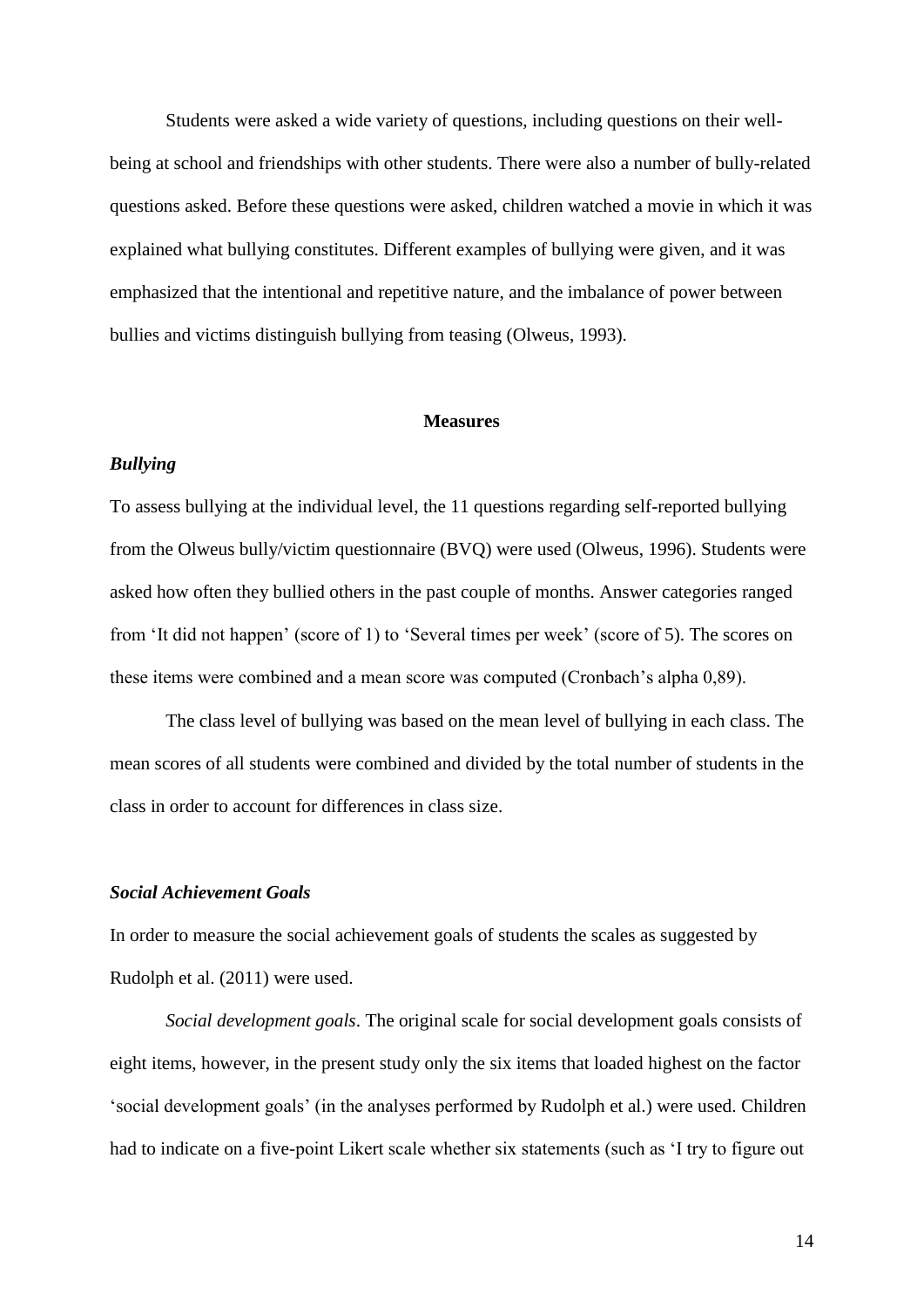Students were asked a wide variety of questions, including questions on their well-being at school and friendships with other students. There were also a number of bully-related questions asked. Before these questions were asked, children watched a movie in which it was explained what bullying constitutes. Different examples of bullying were given, and it was emphasized that the intentional and repetitive nature, and the imbalance of power between bullies and victims distinguish bullying from teasing (Olweus, 1993).

## Measures

### *Bullying*

To assess bullying at the individual level, the 11 questions regarding self-reported bullying from the Olweus bully/victim questionnaire (BVQ) were used (Olweus, 1996). Students were asked how often they bullied others in the past couple of months. Answer categories ranged from 'It did not happen' (score of 1) to 'Several times per week' (score of 5). The scores on these items were combined and a mean score was computed (Cronbach's alpha 0,89).

The class level of bullying was based on the mean level of bullying in each class. The mean scores of all students were combined and divided by the total number of students in the class in order to account for differences in class size.

### *Social Achievement Goals*

In order to measure the social achievement goals of students the scales as suggested by Rudolph et al. (2011) were used.

*Social development goals*. The original scale for social development goals consists of eight items, however, in the present study only the six items that loaded highest on the factor 'social development goals' (in the analyses performed by Rudolph et al.) were used. Children had to indicate on a five-point Likert scale whether six statements (such as 'I try to figure out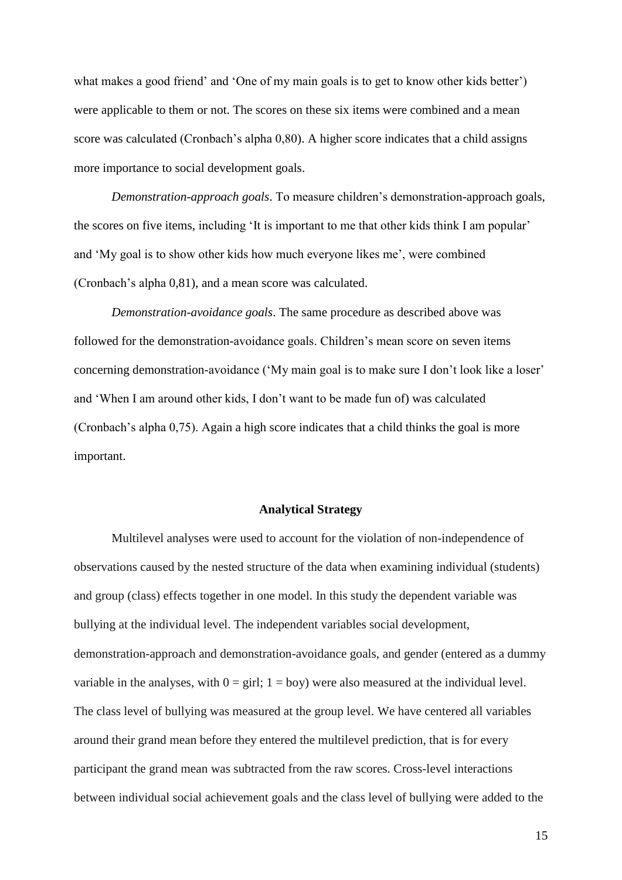what makes a good friend' and 'One of my main goals is to get to know other kids better') were applicable to them or not. The scores on these six items were combined and a mean score was calculated (Cronbach's alpha 0,80). A higher score indicates that a child assigns more importance to social development goals.

*Demonstration-approach goals*. To measure children's demonstration-approach goals, the scores on five items, including 'It is important to me that other kids think I am popular' and 'My goal is to show other kids how much everyone likes me', were combined (Cronbach's alpha 0,81), and a mean score was calculated.

*Demonstration-avoidance goals*. The same procedure as described above was followed for the demonstration-avoidance goals. Children's mean score on seven items concerning demonstration-avoidance ('My main goal is to make sure I don't look like a loser' and 'When I am around other kids, I don't want to be made fun of) was calculated (Cronbach's alpha 0,75). Again a high score indicates that a child thinks the goal is more important.

## Analytical Strategy

Multilevel analyses were used to account for the violation of non-independence of observations caused by the nested structure of the data when examining individual (students) and group (class) effects together in one model. In this study the dependent variable was bullying at the individual level. The independent variables social development, demonstration-approach and demonstration-avoidance goals, and gender (entered as a dummy variable in the analyses, with $0$ = girl; $1$ = boy) were also measured at the individual level. The class level of bullying was measured at the group level. We have centered all variables around their grand mean before they entered the multilevel prediction, that is for every participant the grand mean was subtracted from the raw scores. Cross-level interactions between individual social achievement goals and the class level of bullying were added to the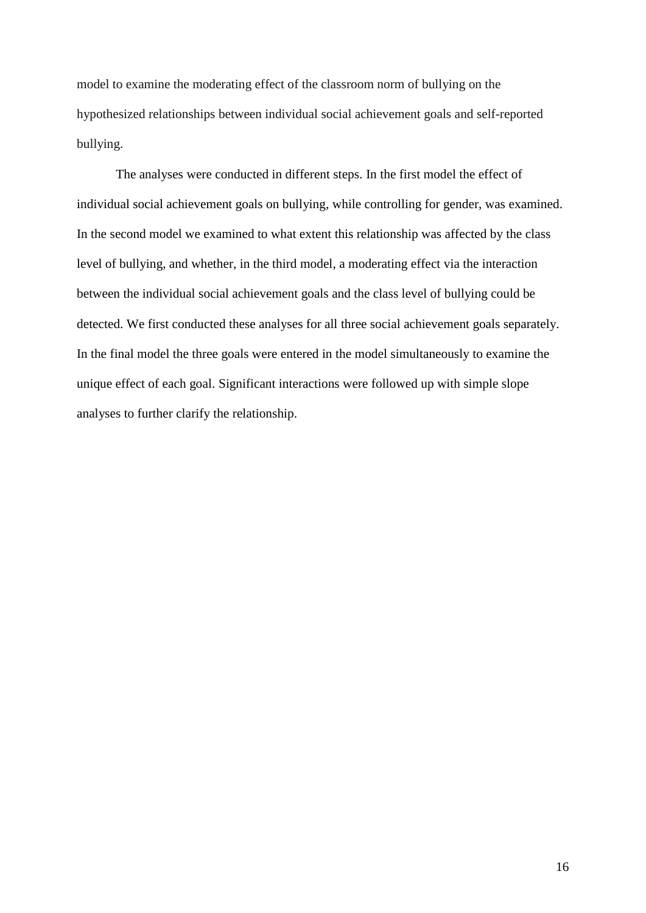model to examine the moderating effect of the classroom norm of bullying on the hypothesized relationships between individual social achievement goals and self-reported bullying.

The analyses were conducted in different steps. In the first model the effect of individual social achievement goals on bullying, while controlling for gender, was examined. In the second model we examined to what extent this relationship was affected by the class level of bullying, and whether, in the third model, a moderating effect via the interaction between the individual social achievement goals and the class level of bullying could be detected. We first conducted these analyses for all three social achievement goals separately. In the final model the three goals were entered in the model simultaneously to examine the unique effect of each goal. Significant interactions were followed up with simple slope analyses to further clarify the relationship.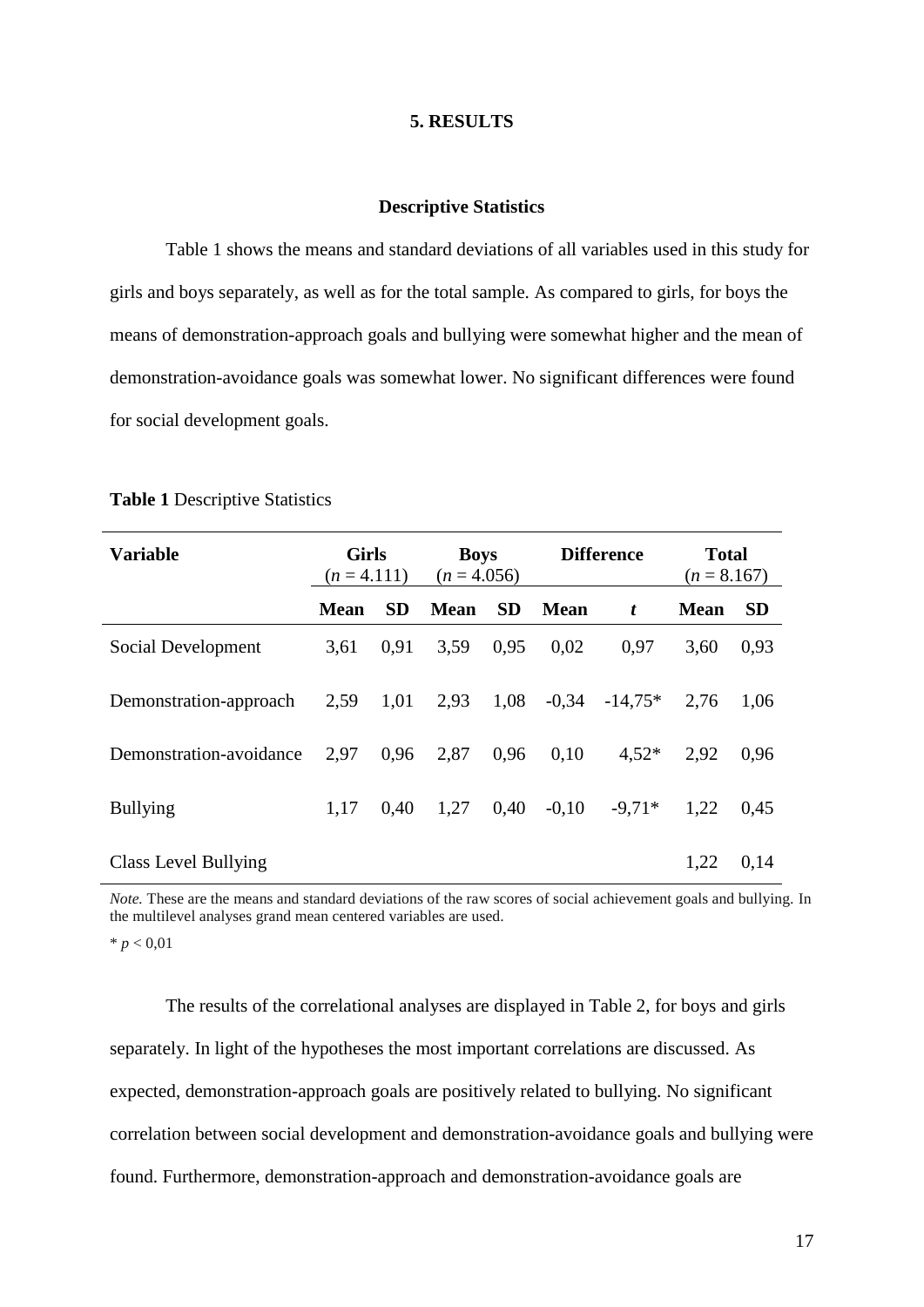## 5. RESULTS

### Descriptive Statistics

Table 1 shows the means and standard deviations of all variables used in this study for girls and boys separately, as well as for the total sample. As compared to girls, for boys the means of demonstration-approach goals and bullying were somewhat higher and the mean of demonstration-avoidance goals was somewhat lower. No significant differences were found for social development goals.

**Table 1** Descriptive Statistics

| Variable | Girls ($n$ = 4.111) | | Boys ($n$ = 4.056) | | Difference | | Total ($n$ = 8.167) | |
|---|---|---|---|---|---|---|---|---|
| | **Mean** | **SD** | **Mean** | **SD** | **Mean** | $t$ | **Mean** | **SD** |
| Social Development | 3,61 | 0,91 | 3,59 | 0,95 | 0,02 | 0,97 | 3,60 | 0,93 |
| Demonstration-approach | 2,59 | 1,01 | 2,93 | 1,08 | -0,34 | -14,75* | 2,76 | 1,06 |
| Demonstration-avoidance | 2,97 | 0,96 | 2,87 | 0,96 | 0,10 | 4,52* | 2,92 | 0,96 |
| Bullying | 1,17 | 0,40 | 1,27 | 0,40 | -0,10 | -9,71* | 1,22 | 0,45 |
| Class Level Bullying | | | | | | | 1,22 | 0,14 |

*Note.* These are the means and standard deviations of the raw scores of social achievement goals and bullying. In the multilevel analyses grand mean centered variables are used.

* $p < 0,01$

The results of the correlational analyses are displayed in Table 2, for boys and girls separately. In light of the hypotheses the most important correlations are discussed. As expected, demonstration-approach goals are positively related to bullying. No significant correlation between social development and demonstration-avoidance goals and bullying were found. Furthermore, demonstration-approach and demonstration-avoidance goals are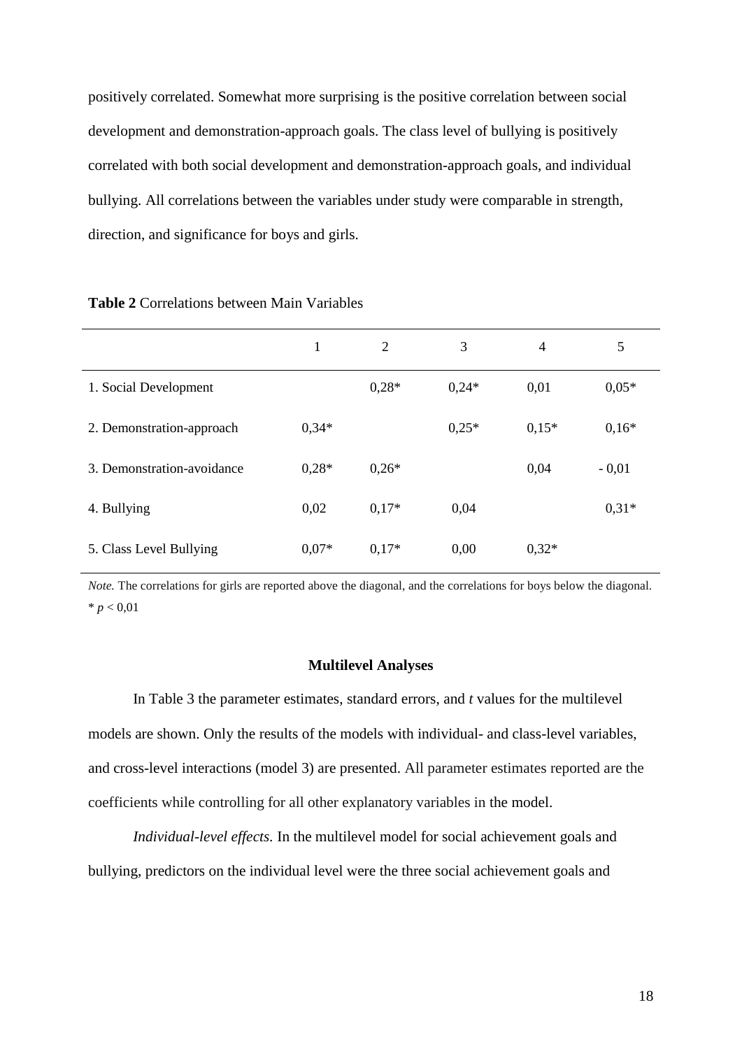positively correlated. Somewhat more surprising is the positive correlation between social development and demonstration-approach goals. The class level of bullying is positively correlated with both social development and demonstration-approach goals, and individual bullying. All correlations between the variables under study were comparable in strength, direction, and significance for boys and girls.

**Table 2** Correlations between Main Variables

| | 1 | 2 | 3 | 4 | 5 |
|---|---|---|---|---|---|
| 1. Social Development | | 0,28* | 0,24* | 0,01 | 0,05* |
| 2. Demonstration-approach | 0,34* | | 0,25* | 0,15* | 0,16* |
| 3. Demonstration-avoidance | 0,28* | 0,26* | | 0,04 | - 0,01 |
| 4. Bullying | 0,02 | 0,17* | 0,04 | | 0,31* |
| 5. Class Level Bullying | 0,07* | 0,17* | 0,00 | 0,32* | |

*Note.* The correlations for girls are reported above the diagonal, and the correlations for boys below the diagonal.
* $p < 0{,}01$

### Multilevel Analyses

In Table 3 the parameter estimates, standard errors, and *t* values for the multilevel models are shown. Only the results of the models with individual- and class-level variables, and cross-level interactions (model 3) are presented. All parameter estimates reported are the coefficients while controlling for all other explanatory variables in the model.

*Individual-level effects.* In the multilevel model for social achievement goals and bullying, predictors on the individual level were the three social achievement goals and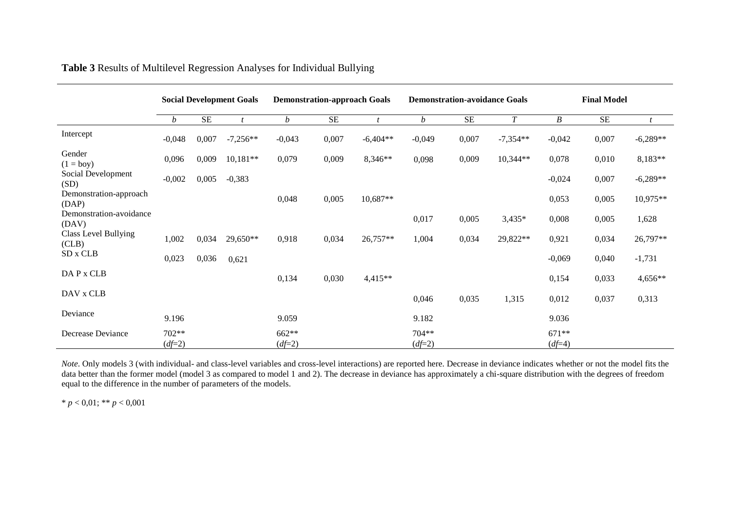**Table 3** Results of Multilevel Regression Analyses for Individual Bullying

| | **Social Development Goals** | | | **Demonstration-approach Goals** | | | **Demonstration-avoidance Goals** | | | **Final Model** | | |
|---|---|---|---|---|---|---|---|---|---|---|---|---|
| | *b* | SE | *t* | *b* | SE | *t* | *b* | SE | *T* | *B* | SE | *t* |
| Intercept | -0,048 | 0,007 | -7,256** | -0,043 | 0,007 | -6,404** | -0,049 | 0,007 | -7,354** | -0,042 | 0,007 | -6,289** |
| Gender (1 = boy) | 0,096 | 0,009 | 10,181** | 0,079 | 0,009 | 8,346** | 0,098 | 0,009 | 10,344** | 0,078 | 0,010 | 8,183** |
| Social Development (SD) | -0,002 | 0,005 | -0,383 | | | | | | | -0,024 | 0,007 | -6,289** |
| Demonstration-approach (DAP) | | | | 0,048 | 0,005 | 10,687** | | | | 0,053 | 0,005 | 10,975** |
| Demonstration-avoidance (DAV) | | | | | | | 0,017 | 0,005 | 3,435* | 0,008 | 0,005 | 1,628 |
| Class Level Bullying (CLB) | 1,002 | 0,034 | 29,650** | 0,918 | 0,034 | 26,757** | 1,004 | 0,034 | 29,822** | 0,921 | 0,034 | 26,797** |
| SD x CLB | 0,023 | 0,036 | 0,621 | | | | | | | -0,069 | 0,040 | -1,731 |
| DA P x CLB | | | | 0,134 | 0,030 | 4,415** | | | | 0,154 | 0,033 | 4,656** |
| DAV x CLB | | | | | | | 0,046 | 0,035 | 1,315 | 0,012 | 0,037 | 0,313 |
| Deviance | 9.196 | | | 9.059 | | | 9.182 | | | 9.036 | | |
| Decrease Deviance | 702** (*df*=2) | | | 662** (*df*=2) | | | 704** (*df*=2) | | | 671** (*df*=4) | | |

*Note*. Only models 3 (with individual- and class-level variables and cross-level interactions) are reported here. Decrease in deviance indicates whether or not the model fits the data better than the former model (model 3 as compared to model 1 and 2). The decrease in deviance has approximately a chi-square distribution with the degrees of freedom equal to the difference in the number of parameters of the models.

* $p < 0{,}01$; ** $p < 0{,}001$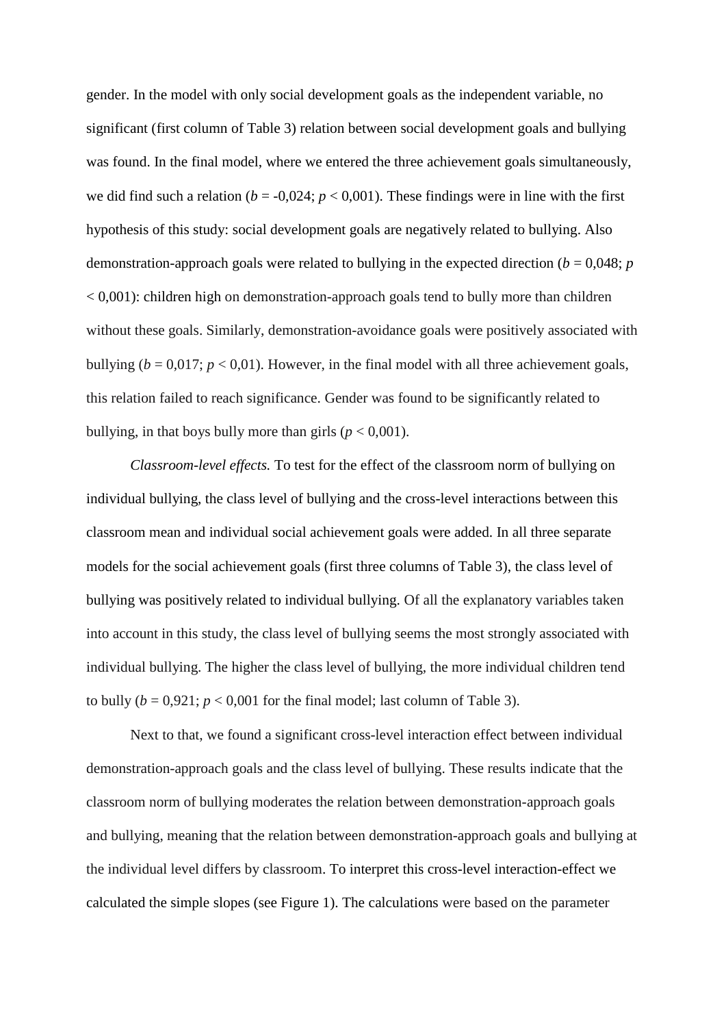gender. In the model with only social development goals as the independent variable, no significant (first column of Table 3) relation between social development goals and bullying was found. In the final model, where we entered the three achievement goals simultaneously, we did find such a relation ($b$ = -0,024; $p$ < 0,001). These findings were in line with the first hypothesis of this study: social development goals are negatively related to bullying. Also demonstration-approach goals were related to bullying in the expected direction ($b$ = 0,048; $p$ < 0,001): children high on demonstration-approach goals tend to bully more than children without these goals. Similarly, demonstration-avoidance goals were positively associated with bullying ($b$ = 0,017; $p$ < 0,01). However, in the final model with all three achievement goals, this relation failed to reach significance. Gender was found to be significantly related to bullying, in that boys bully more than girls ($p$ < 0,001).

*Classroom-level effects.* To test for the effect of the classroom norm of bullying on individual bullying, the class level of bullying and the cross-level interactions between this classroom mean and individual social achievement goals were added. In all three separate models for the social achievement goals (first three columns of Table 3), the class level of bullying was positively related to individual bullying. Of all the explanatory variables taken into account in this study, the class level of bullying seems the most strongly associated with individual bullying. The higher the class level of bullying, the more individual children tend to bully ($b$ = 0,921; $p$ < 0,001 for the final model; last column of Table 3).

Next to that, we found a significant cross-level interaction effect between individual demonstration-approach goals and the class level of bullying. These results indicate that the classroom norm of bullying moderates the relation between demonstration-approach goals and bullying, meaning that the relation between demonstration-approach goals and bullying at the individual level differs by classroom. To interpret this cross-level interaction-effect we calculated the simple slopes (see Figure 1). The calculations were based on the parameter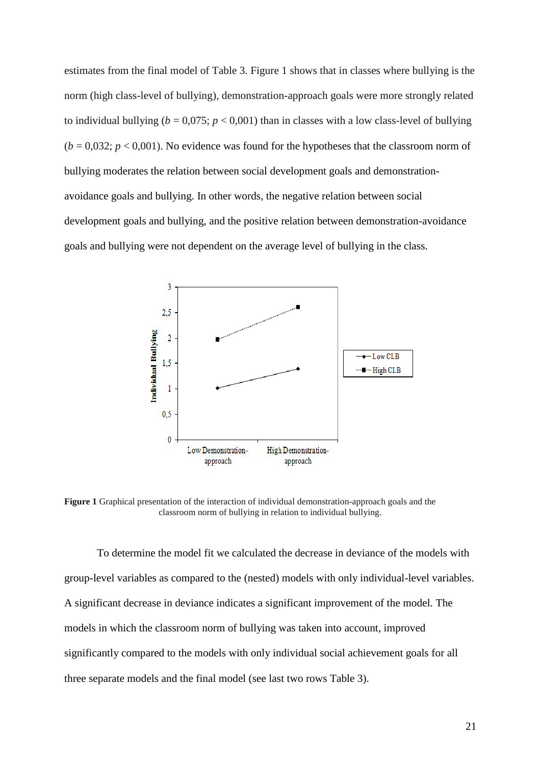estimates from the final model of Table 3. Figure 1 shows that in classes where bullying is the norm (high class-level of bullying), demonstration-approach goals were more strongly related to individual bullying ($b$ = 0,075; $p$ < 0,001) than in classes with a low class-level of bullying ($b$ = 0,032; $p$ < 0,001). No evidence was found for the hypotheses that the classroom norm of bullying moderates the relation between social development goals and demonstration-avoidance goals and bullying. In other words, the negative relation between social development goals and bullying, and the positive relation between demonstration-avoidance goals and bullying were not dependent on the average level of bullying in the class.

**Figure 1** Graphical presentation of the interaction of individual demonstration-approach goals and the classroom norm of bullying in relation to individual bullying.

To determine the model fit we calculated the decrease in deviance of the models with group-level variables as compared to the (nested) models with only individual-level variables. A significant decrease in deviance indicates a significant improvement of the model. The models in which the classroom norm of bullying was taken into account, improved significantly compared to the models with only individual social achievement goals for all three separate models and the final model (see last two rows Table 3).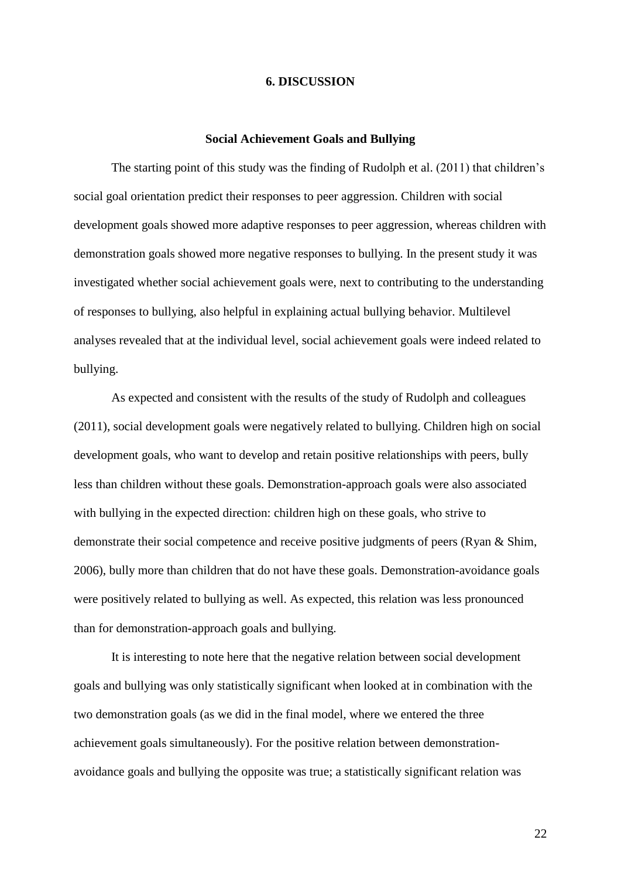# 6. DISCUSSION

## Social Achievement Goals and Bullying

The starting point of this study was the finding of Rudolph et al. (2011) that children's social goal orientation predict their responses to peer aggression. Children with social development goals showed more adaptive responses to peer aggression, whereas children with demonstration goals showed more negative responses to bullying. In the present study it was investigated whether social achievement goals were, next to contributing to the understanding of responses to bullying, also helpful in explaining actual bullying behavior. Multilevel analyses revealed that at the individual level, social achievement goals were indeed related to bullying.

As expected and consistent with the results of the study of Rudolph and colleagues (2011), social development goals were negatively related to bullying. Children high on social development goals, who want to develop and retain positive relationships with peers, bully less than children without these goals. Demonstration-approach goals were also associated with bullying in the expected direction: children high on these goals, who strive to demonstrate their social competence and receive positive judgments of peers (Ryan & Shim, 2006), bully more than children that do not have these goals. Demonstration-avoidance goals were positively related to bullying as well. As expected, this relation was less pronounced than for demonstration-approach goals and bullying.

It is interesting to note here that the negative relation between social development goals and bullying was only statistically significant when looked at in combination with the two demonstration goals (as we did in the final model, where we entered the three achievement goals simultaneously). For the positive relation between demonstration-avoidance goals and bullying the opposite was true; a statistically significant relation was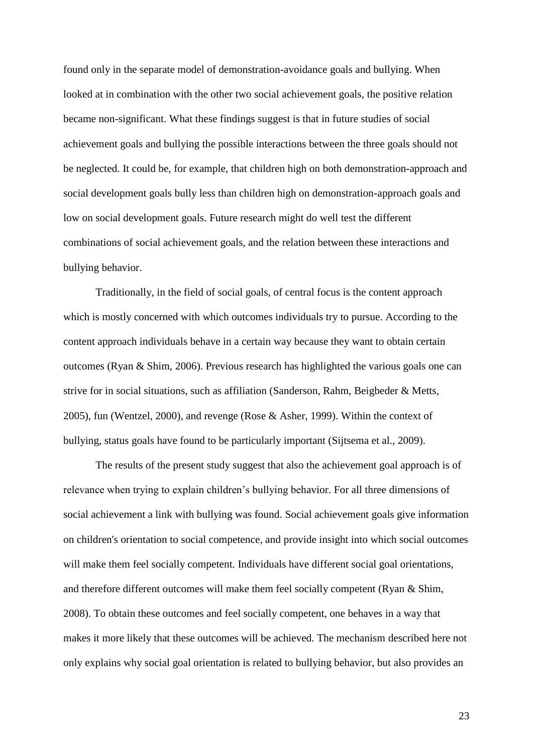found only in the separate model of demonstration-avoidance goals and bullying. When looked at in combination with the other two social achievement goals, the positive relation became non-significant. What these findings suggest is that in future studies of social achievement goals and bullying the possible interactions between the three goals should not be neglected. It could be, for example, that children high on both demonstration-approach and social development goals bully less than children high on demonstration-approach goals and low on social development goals. Future research might do well test the different combinations of social achievement goals, and the relation between these interactions and bullying behavior.

Traditionally, in the field of social goals, of central focus is the content approach which is mostly concerned with which outcomes individuals try to pursue. According to the content approach individuals behave in a certain way because they want to obtain certain outcomes (Ryan & Shim, 2006). Previous research has highlighted the various goals one can strive for in social situations, such as affiliation (Sanderson, Rahm, Beigbeder & Metts, 2005), fun (Wentzel, 2000), and revenge (Rose & Asher, 1999). Within the context of bullying, status goals have found to be particularly important (Sijtsema et al., 2009).

The results of the present study suggest that also the achievement goal approach is of relevance when trying to explain children's bullying behavior. For all three dimensions of social achievement a link with bullying was found. Social achievement goals give information on children's orientation to social competence, and provide insight into which social outcomes will make them feel socially competent. Individuals have different social goal orientations, and therefore different outcomes will make them feel socially competent (Ryan & Shim, 2008). To obtain these outcomes and feel socially competent, one behaves in a way that makes it more likely that these outcomes will be achieved. The mechanism described here not only explains why social goal orientation is related to bullying behavior, but also provides an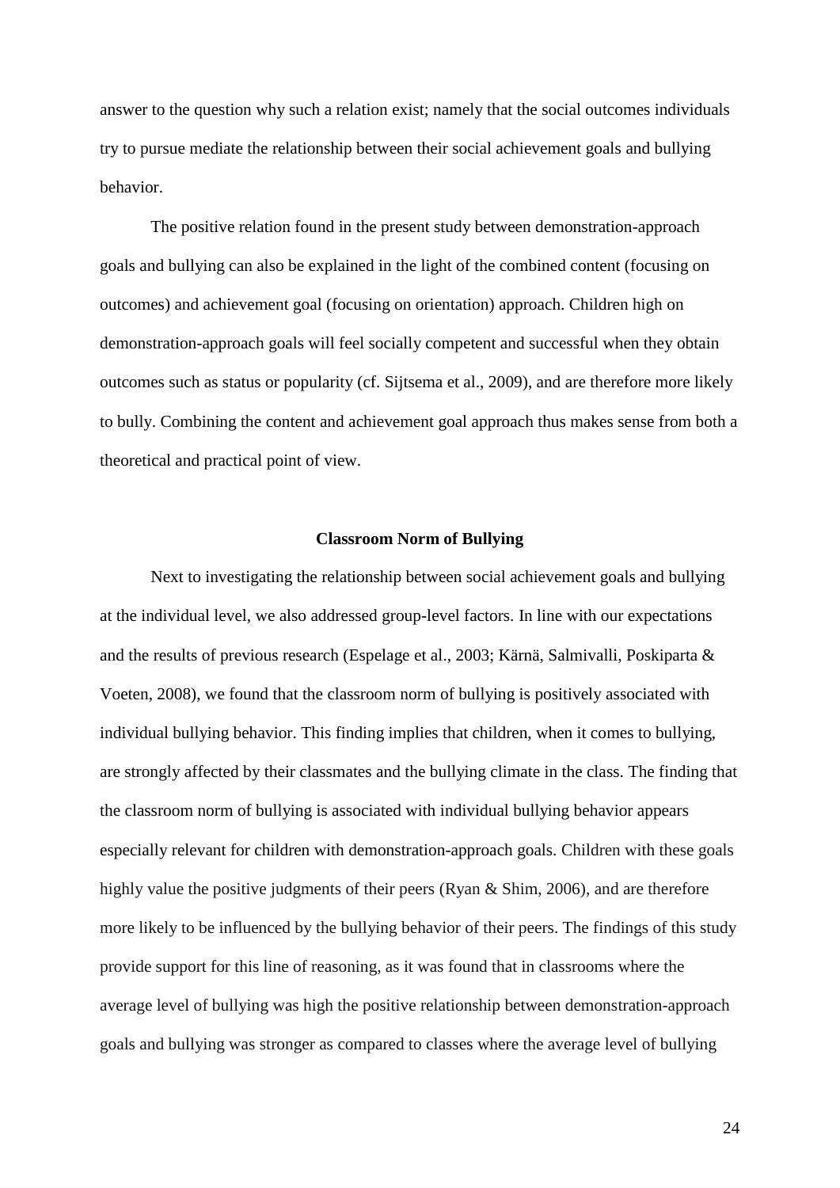answer to the question why such a relation exist; namely that the social outcomes individuals try to pursue mediate the relationship between their social achievement goals and bullying behavior.

The positive relation found in the present study between demonstration-approach goals and bullying can also be explained in the light of the combined content (focusing on outcomes) and achievement goal (focusing on orientation) approach. Children high on demonstration-approach goals will feel socially competent and successful when they obtain outcomes such as status or popularity (cf. Sijtsema et al., 2009), and are therefore more likely to bully. Combining the content and achievement goal approach thus makes sense from both a theoretical and practical point of view.

## Classroom Norm of Bullying

Next to investigating the relationship between social achievement goals and bullying at the individual level, we also addressed group-level factors. In line with our expectations and the results of previous research (Espelage et al., 2003; Kärnä, Salmivalli, Poskiparta & Voeten, 2008), we found that the classroom norm of bullying is positively associated with individual bullying behavior. This finding implies that children, when it comes to bullying, are strongly affected by their classmates and the bullying climate in the class. The finding that the classroom norm of bullying is associated with individual bullying behavior appears especially relevant for children with demonstration-approach goals. Children with these goals highly value the positive judgments of their peers (Ryan & Shim, 2006), and are therefore more likely to be influenced by the bullying behavior of their peers. The findings of this study provide support for this line of reasoning, as it was found that in classrooms where the average level of bullying was high the positive relationship between demonstration-approach goals and bullying was stronger as compared to classes where the average level of bullying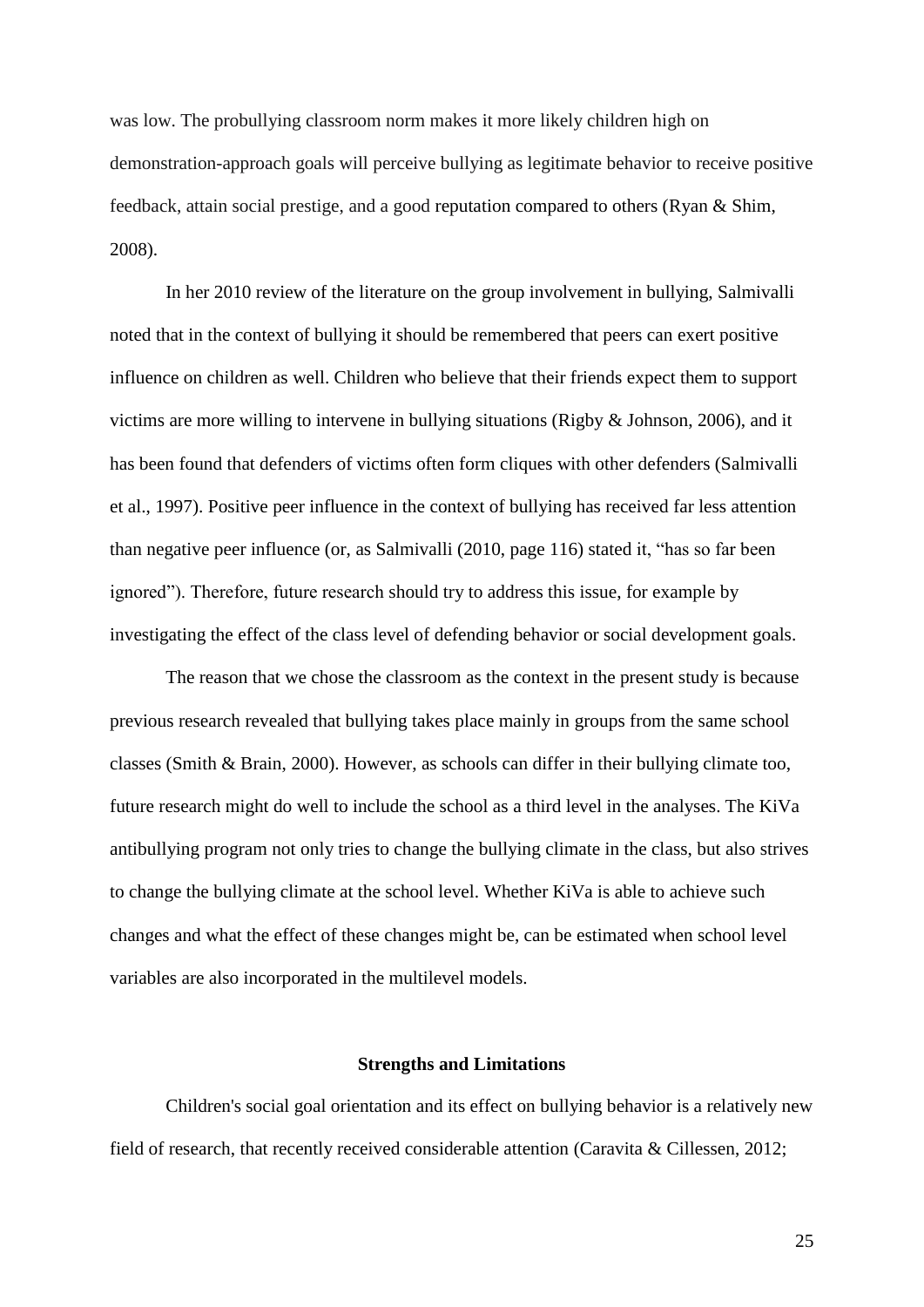was low. The probullying classroom norm makes it more likely children high on demonstration-approach goals will perceive bullying as legitimate behavior to receive positive feedback, attain social prestige, and a good reputation compared to others (Ryan & Shim, 2008).

In her 2010 review of the literature on the group involvement in bullying, Salmivalli noted that in the context of bullying it should be remembered that peers can exert positive influence on children as well. Children who believe that their friends expect them to support victims are more willing to intervene in bullying situations (Rigby & Johnson, 2006), and it has been found that defenders of victims often form cliques with other defenders (Salmivalli et al., 1997). Positive peer influence in the context of bullying has received far less attention than negative peer influence (or, as Salmivalli (2010, page 116) stated it, "has so far been ignored"). Therefore, future research should try to address this issue, for example by investigating the effect of the class level of defending behavior or social development goals.

The reason that we chose the classroom as the context in the present study is because previous research revealed that bullying takes place mainly in groups from the same school classes (Smith & Brain, 2000). However, as schools can differ in their bullying climate too, future research might do well to include the school as a third level in the analyses. The KiVa antibullying program not only tries to change the bullying climate in the class, but also strives to change the bullying climate at the school level. Whether KiVa is able to achieve such changes and what the effect of these changes might be, can be estimated when school level variables are also incorporated in the multilevel models.

## Strengths and Limitations

Children's social goal orientation and its effect on bullying behavior is a relatively new field of research, that recently received considerable attention (Caravita & Cillessen, 2012;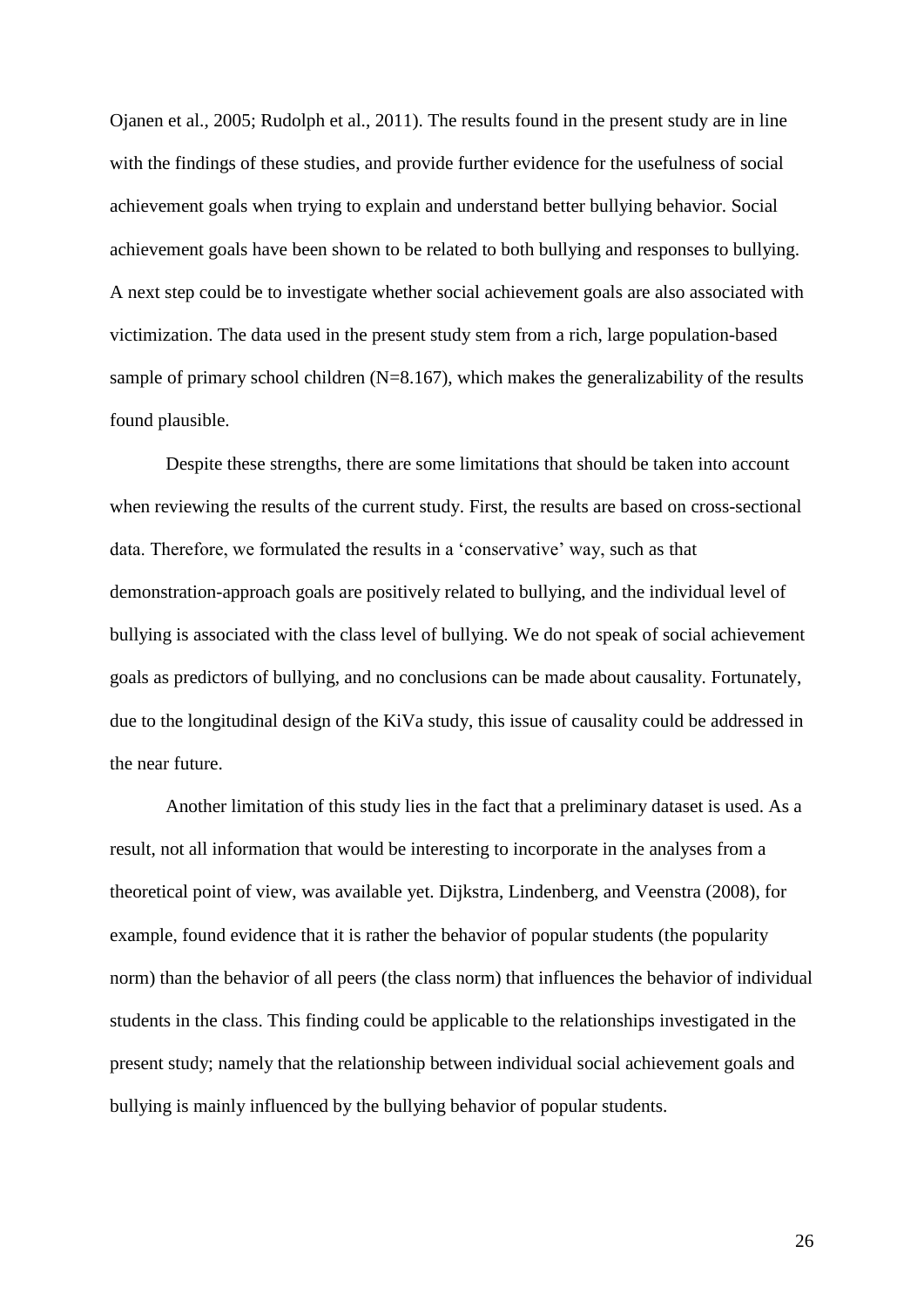Ojanen et al., 2005; Rudolph et al., 2011). The results found in the present study are in line with the findings of these studies, and provide further evidence for the usefulness of social achievement goals when trying to explain and understand better bullying behavior. Social achievement goals have been shown to be related to both bullying and responses to bullying. A next step could be to investigate whether social achievement goals are also associated with victimization. The data used in the present study stem from a rich, large population-based sample of primary school children (N=8.167), which makes the generalizability of the results found plausible.

Despite these strengths, there are some limitations that should be taken into account when reviewing the results of the current study. First, the results are based on cross-sectional data. Therefore, we formulated the results in a 'conservative' way, such as that demonstration-approach goals are positively related to bullying, and the individual level of bullying is associated with the class level of bullying. We do not speak of social achievement goals as predictors of bullying, and no conclusions can be made about causality. Fortunately, due to the longitudinal design of the KiVa study, this issue of causality could be addressed in the near future.

Another limitation of this study lies in the fact that a preliminary dataset is used. As a result, not all information that would be interesting to incorporate in the analyses from a theoretical point of view, was available yet. Dijkstra, Lindenberg, and Veenstra (2008), for example, found evidence that it is rather the behavior of popular students (the popularity norm) than the behavior of all peers (the class norm) that influences the behavior of individual students in the class. This finding could be applicable to the relationships investigated in the present study; namely that the relationship between individual social achievement goals and bullying is mainly influenced by the bullying behavior of popular students.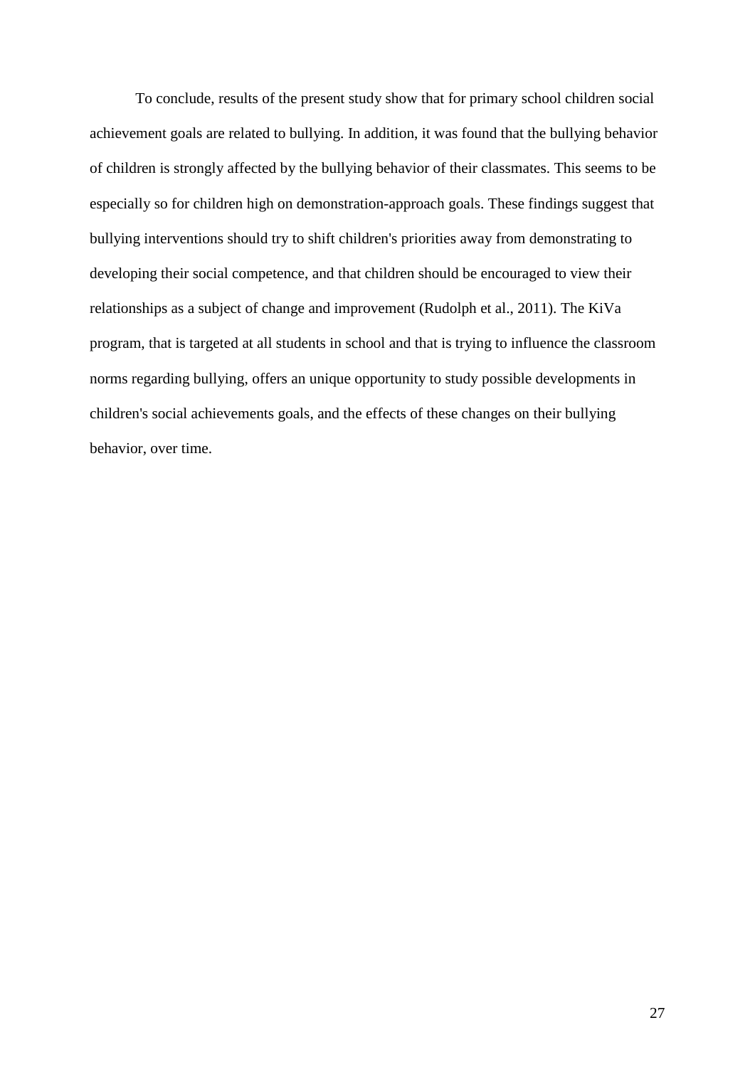To conclude, results of the present study show that for primary school children social achievement goals are related to bullying. In addition, it was found that the bullying behavior of children is strongly affected by the bullying behavior of their classmates. This seems to be especially so for children high on demonstration-approach goals. These findings suggest that bullying interventions should try to shift children's priorities away from demonstrating to developing their social competence, and that children should be encouraged to view their relationships as a subject of change and improvement (Rudolph et al., 2011). The KiVa program, that is targeted at all students in school and that is trying to influence the classroom norms regarding bullying, offers an unique opportunity to study possible developments in children's social achievements goals, and the effects of these changes on their bullying behavior, over time.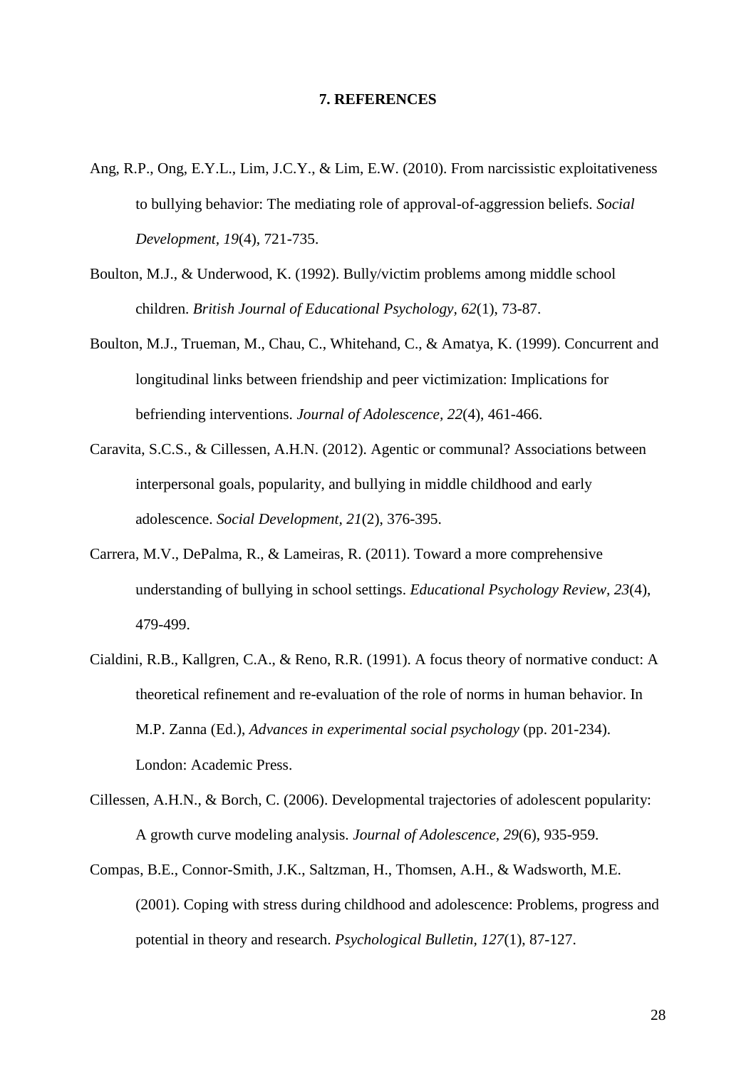## 7. REFERENCES

Ang, R.P., Ong, E.Y.L., Lim, J.C.Y., & Lim, E.W. (2010). From narcissistic exploitativeness to bullying behavior: The mediating role of approval-of-aggression beliefs. *Social Development, 19*(4), 721-735.

Boulton, M.J., & Underwood, K. (1992). Bully/victim problems among middle school children. *British Journal of Educational Psychology, 62*(1), 73-87.

Boulton, M.J., Trueman, M., Chau, C., Whitehand, C., & Amatya, K. (1999). Concurrent and longitudinal links between friendship and peer victimization: Implications for befriending interventions. *Journal of Adolescence, 22*(4), 461-466.

Caravita, S.C.S., & Cillessen, A.H.N. (2012). Agentic or communal? Associations between interpersonal goals, popularity, and bullying in middle childhood and early adolescence. *Social Development, 21*(2), 376-395.

Carrera, M.V., DePalma, R., & Lameiras, R. (2011). Toward a more comprehensive understanding of bullying in school settings. *Educational Psychology Review, 23*(4), 479-499.

Cialdini, R.B., Kallgren, C.A., & Reno, R.R. (1991). A focus theory of normative conduct: A theoretical refinement and re-evaluation of the role of norms in human behavior. In M.P. Zanna (Ed.), *Advances in experimental social psychology* (pp. 201-234). London: Academic Press.

Cillessen, A.H.N., & Borch, C. (2006). Developmental trajectories of adolescent popularity: A growth curve modeling analysis. *Journal of Adolescence, 29*(6), 935-959.

Compas, B.E., Connor-Smith, J.K., Saltzman, H., Thomsen, A.H., & Wadsworth, M.E. (2001). Coping with stress during childhood and adolescence: Problems, progress and potential in theory and research. *Psychological Bulletin, 127*(1), 87-127.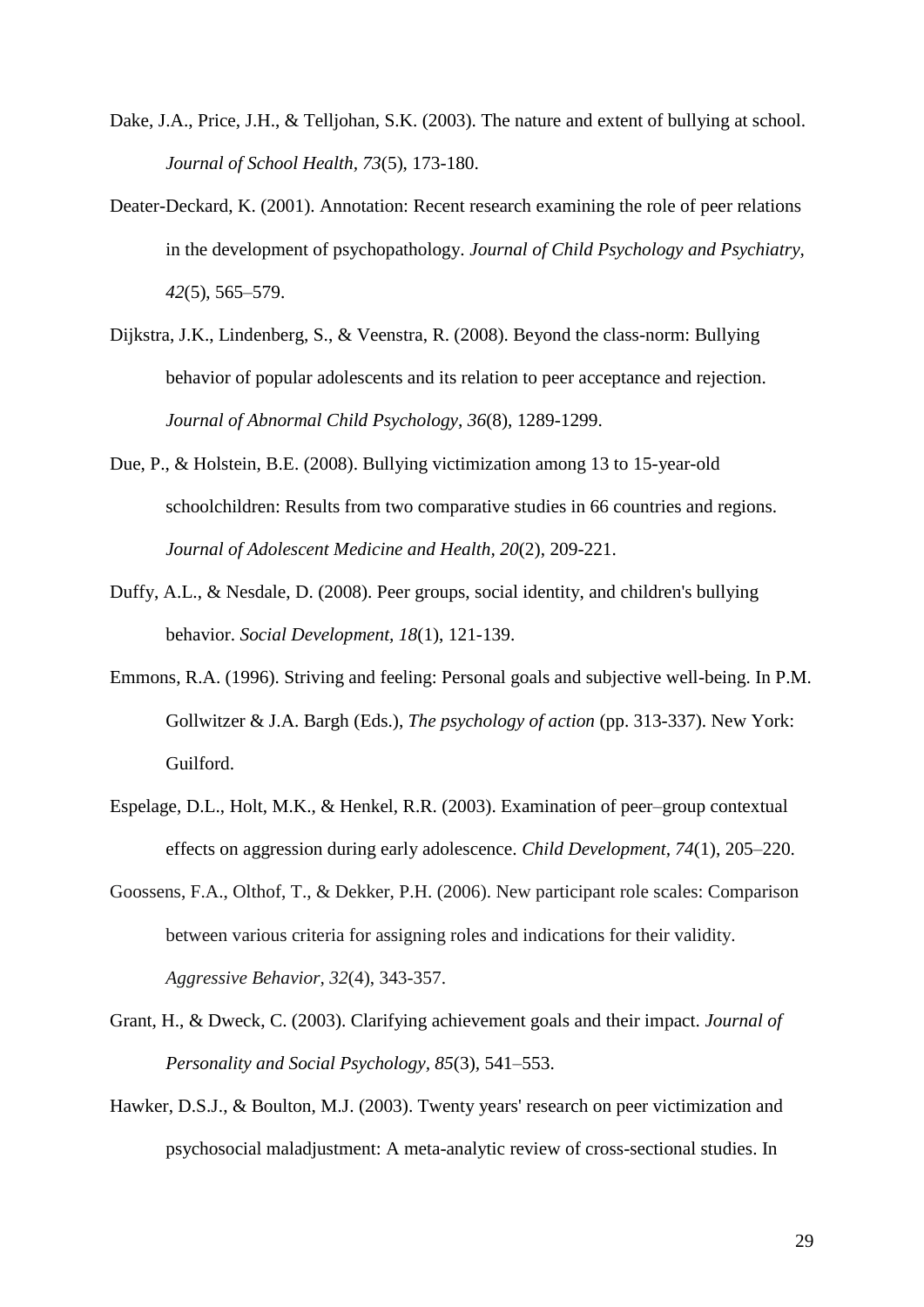Dake, J.A., Price, J.H., & Telljohan, S.K. (2003). The nature and extent of bullying at school. *Journal of School Health, 73*(5), 173-180.

Deater-Deckard, K. (2001). Annotation: Recent research examining the role of peer relations in the development of psychopathology. *Journal of Child Psychology and Psychiatry, 42*(5), 565–579.

Dijkstra, J.K., Lindenberg, S., & Veenstra, R. (2008). Beyond the class-norm: Bullying behavior of popular adolescents and its relation to peer acceptance and rejection. *Journal of Abnormal Child Psychology, 36*(8), 1289-1299.

Due, P., & Holstein, B.E. (2008). Bullying victimization among 13 to 15-year-old schoolchildren: Results from two comparative studies in 66 countries and regions. *Journal of Adolescent Medicine and Health, 20*(2), 209-221.

Duffy, A.L., & Nesdale, D. (2008). Peer groups, social identity, and children's bullying behavior. *Social Development, 18*(1), 121-139.

Emmons, R.A. (1996). Striving and feeling: Personal goals and subjective well-being. In P.M. Gollwitzer & J.A. Bargh (Eds.), *The psychology of action* (pp. 313-337). New York: Guilford.

Espelage, D.L., Holt, M.K., & Henkel, R.R. (2003). Examination of peer–group contextual effects on aggression during early adolescence. *Child Development, 74*(1), 205–220.

Goossens, F.A., Olthof, T., & Dekker, P.H. (2006). New participant role scales: Comparison between various criteria for assigning roles and indications for their validity. *Aggressive Behavior, 32*(4), 343-357.

Grant, H., & Dweck, C. (2003). Clarifying achievement goals and their impact. *Journal of Personality and Social Psychology, 85*(3), 541–553.

Hawker, D.S.J., & Boulton, M.J. (2003). Twenty years' research on peer victimization and psychosocial maladjustment: A meta-analytic review of cross-sectional studies. In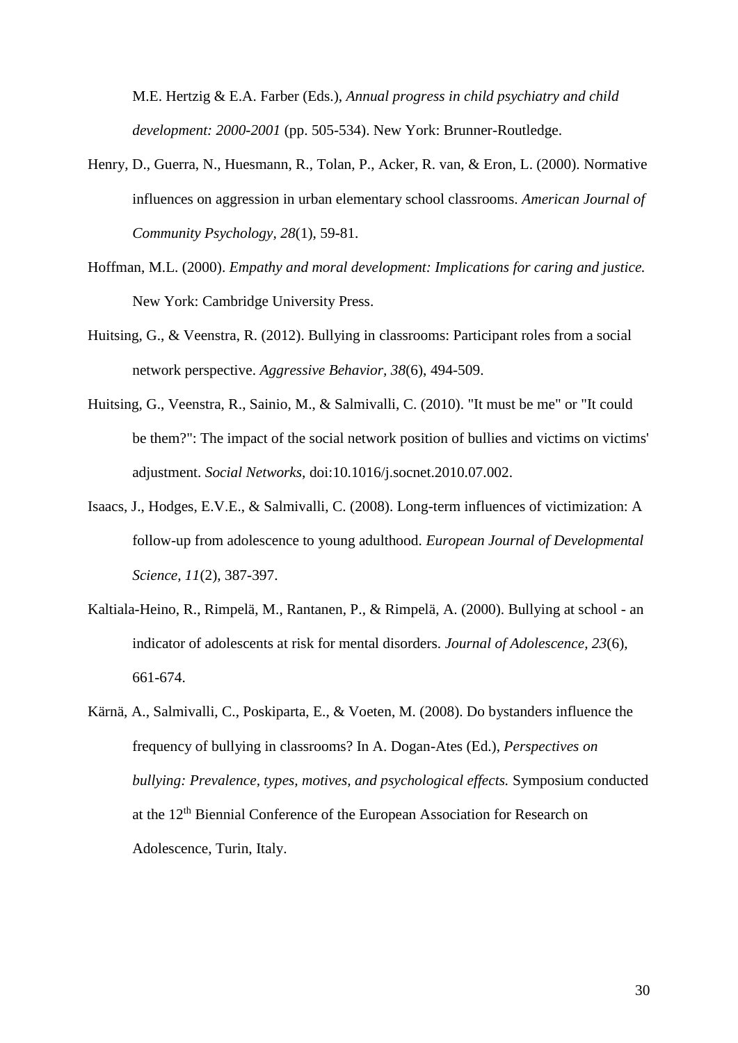M.E. Hertzig & E.A. Farber (Eds.), *Annual progress in child psychiatry and child development: 2000-2001* (pp. 505-534). New York: Brunner-Routledge.

Henry, D., Guerra, N., Huesmann, R., Tolan, P., Acker, R. van, & Eron, L. (2000). Normative influences on aggression in urban elementary school classrooms. *American Journal of Community Psychology, 28*(1), 59-81.

Hoffman, M.L. (2000). *Empathy and moral development: Implications for caring and justice.* New York: Cambridge University Press.

Huitsing, G., & Veenstra, R. (2012). Bullying in classrooms: Participant roles from a social network perspective. *Aggressive Behavior, 38*(6), 494-509.

Huitsing, G., Veenstra, R., Sainio, M., & Salmivalli, C. (2010). "It must be me" or "It could be them?": The impact of the social network position of bullies and victims on victims' adjustment. *Social Networks,* doi:10.1016/j.socnet.2010.07.002.

Isaacs, J., Hodges, E.V.E., & Salmivalli, C. (2008). Long-term influences of victimization: A follow-up from adolescence to young adulthood. *European Journal of Developmental Science, 11*(2), 387-397.

Kaltiala-Heino, R., Rimpelä, M., Rantanen, P., & Rimpelä, A. (2000). Bullying at school - an indicator of adolescents at risk for mental disorders. *Journal of Adolescence, 23*(6), 661-674.

Kärnä, A., Salmivalli, C., Poskiparta, E., & Voeten, M. (2008). Do bystanders influence the frequency of bullying in classrooms? In A. Dogan-Ates (Ed.), *Perspectives on bullying: Prevalence, types, motives, and psychological effects.* Symposium conducted at the 12th Biennial Conference of the European Association for Research on Adolescence, Turin, Italy.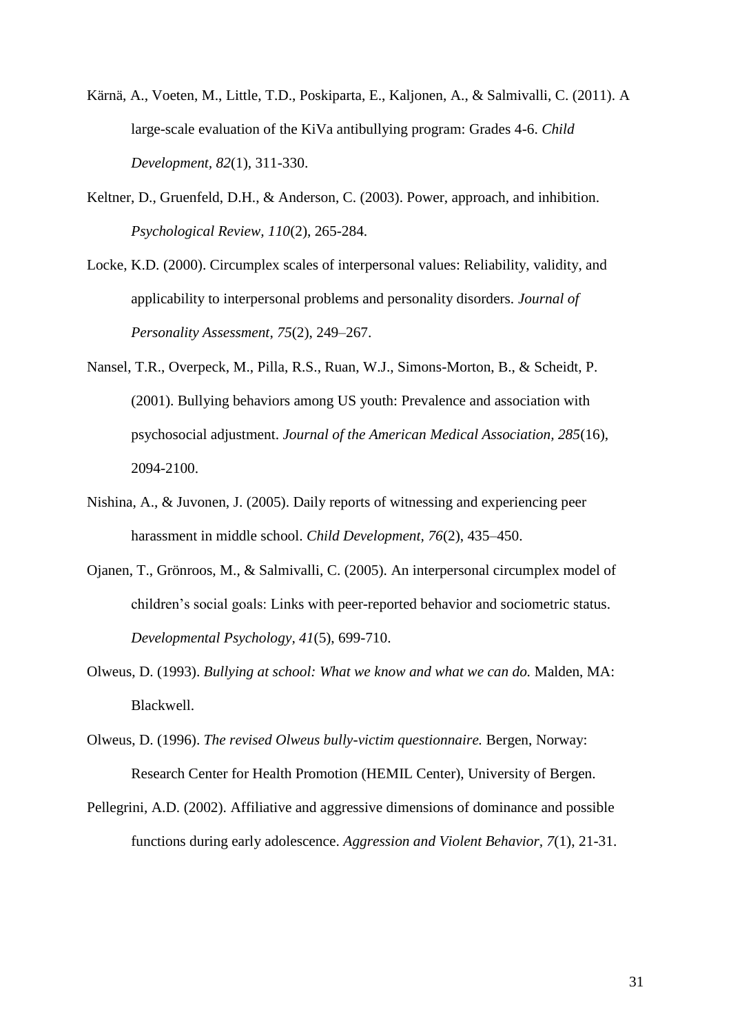Kärnä, A., Voeten, M., Little, T.D., Poskiparta, E., Kaljonen, A., & Salmivalli, C. (2011). A large-scale evaluation of the KiVa antibullying program: Grades 4-6. *Child Development, 82*(1), 311-330.

Keltner, D., Gruenfeld, D.H., & Anderson, C. (2003). Power, approach, and inhibition. *Psychological Review, 110*(2), 265-284.

Locke, K.D. (2000). Circumplex scales of interpersonal values: Reliability, validity, and applicability to interpersonal problems and personality disorders. *Journal of Personality Assessment, 75*(2), 249–267.

Nansel, T.R., Overpeck, M., Pilla, R.S., Ruan, W.J., Simons-Morton, B., & Scheidt, P. (2001). Bullying behaviors among US youth: Prevalence and association with psychosocial adjustment. *Journal of the American Medical Association, 285*(16), 2094-2100.

Nishina, A., & Juvonen, J. (2005). Daily reports of witnessing and experiencing peer harassment in middle school. *Child Development, 76*(2), 435–450.

Ojanen, T., Grönroos, M., & Salmivalli, C. (2005). An interpersonal circumplex model of children's social goals: Links with peer-reported behavior and sociometric status. *Developmental Psychology, 41*(5), 699-710.

Olweus, D. (1993). *Bullying at school: What we know and what we can do.* Malden, MA: Blackwell.

Olweus, D. (1996). *The revised Olweus bully-victim questionnaire.* Bergen, Norway: Research Center for Health Promotion (HEMIL Center), University of Bergen.

Pellegrini, A.D. (2002). Affiliative and aggressive dimensions of dominance and possible functions during early adolescence. *Aggression and Violent Behavior, 7*(1), 21-31.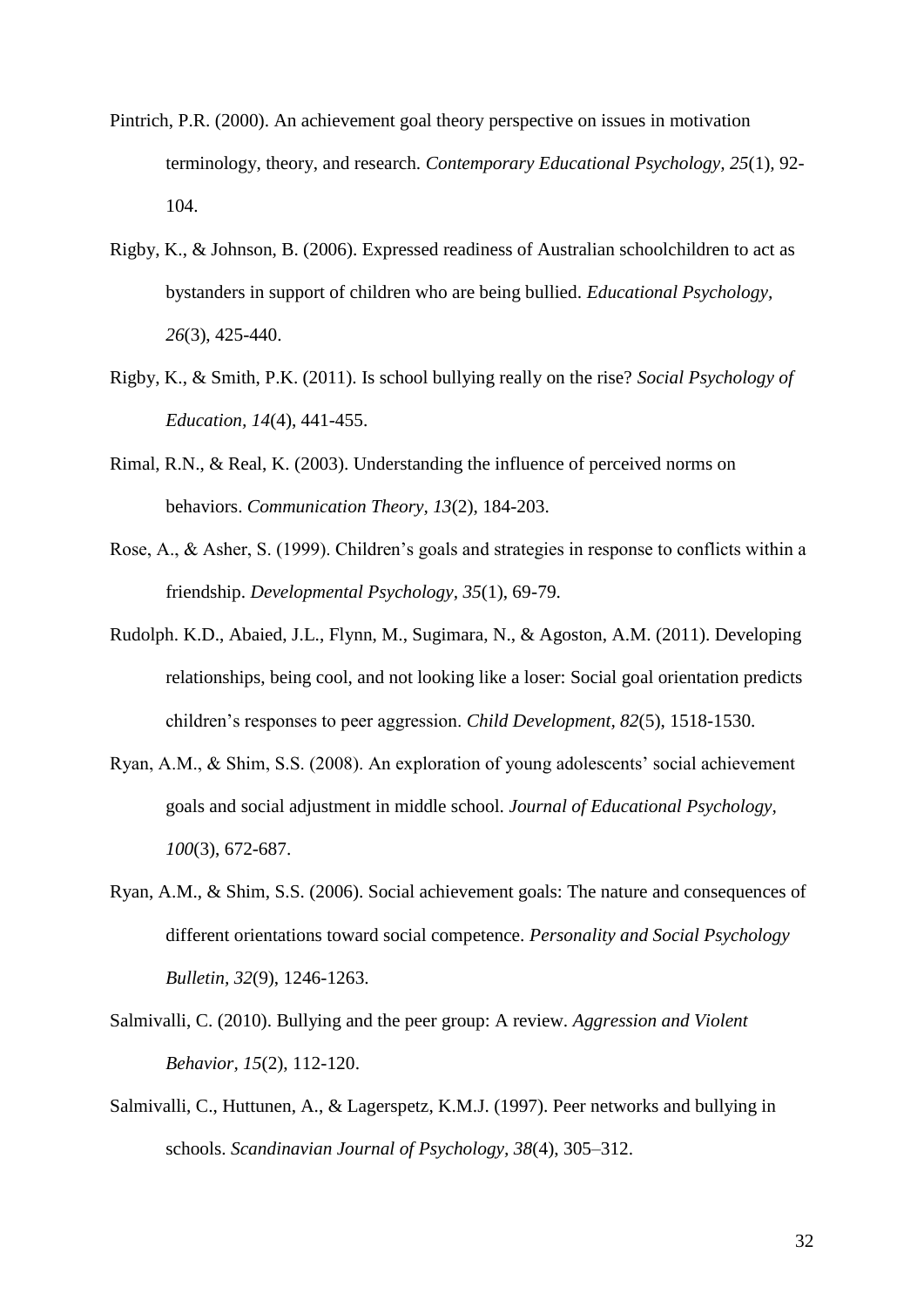Pintrich, P.R. (2000). An achievement goal theory perspective on issues in motivation terminology, theory, and research. *Contemporary Educational Psychology, 25*(1), 92-104.

Rigby, K., & Johnson, B. (2006). Expressed readiness of Australian schoolchildren to act as bystanders in support of children who are being bullied. *Educational Psychology, 26*(3), 425-440.

Rigby, K., & Smith, P.K. (2011). Is school bullying really on the rise? *Social Psychology of Education, 14*(4), 441-455.

Rimal, R.N., & Real, K. (2003). Understanding the influence of perceived norms on behaviors. *Communication Theory, 13*(2), 184-203.

Rose, A., & Asher, S. (1999). Children's goals and strategies in response to conflicts within a friendship. *Developmental Psychology, 35*(1), 69-79.

Rudolph. K.D., Abaied, J.L., Flynn, M., Sugimara, N., & Agoston, A.M. (2011). Developing relationships, being cool, and not looking like a loser: Social goal orientation predicts children's responses to peer aggression. *Child Development, 82*(5), 1518-1530.

Ryan, A.M., & Shim, S.S. (2008). An exploration of young adolescents' social achievement goals and social adjustment in middle school. *Journal of Educational Psychology, 100*(3), 672-687.

Ryan, A.M., & Shim, S.S. (2006). Social achievement goals: The nature and consequences of different orientations toward social competence. *Personality and Social Psychology Bulletin, 32*(9), 1246-1263.

Salmivalli, C. (2010). Bullying and the peer group: A review. *Aggression and Violent Behavior, 15*(2), 112-120.

Salmivalli, C., Huttunen, A., & Lagerspetz, K.M.J. (1997). Peer networks and bullying in schools. *Scandinavian Journal of Psychology, 38*(4), 305–312.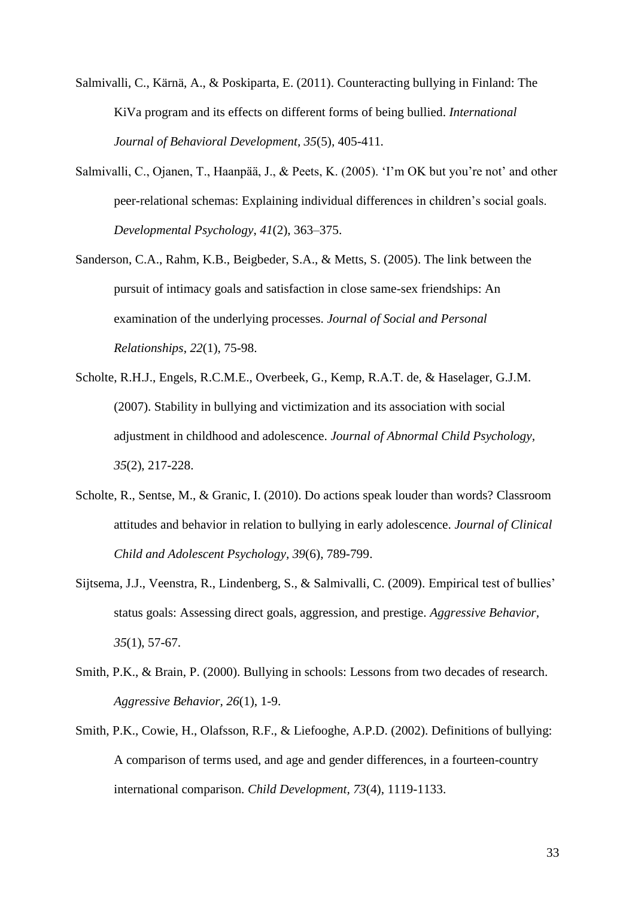Salmivalli, C., Kärnä, A., & Poskiparta, E. (2011). Counteracting bullying in Finland: The KiVa program and its effects on different forms of being bullied. *International Journal of Behavioral Development, 35*(5), 405-411.

Salmivalli, C., Ojanen, T., Haanpää, J., & Peets, K. (2005). 'I'm OK but you're not' and other peer-relational schemas: Explaining individual differences in children's social goals. *Developmental Psychology*, *41*(2), 363–375.

Sanderson, C.A., Rahm, K.B., Beigbeder, S.A., & Metts, S. (2005). The link between the pursuit of intimacy goals and satisfaction in close same-sex friendships: An examination of the underlying processes. *Journal of Social and Personal Relationships*, *22*(1), 75-98.

Scholte, R.H.J., Engels, R.C.M.E., Overbeek, G., Kemp, R.A.T. de, & Haselager, G.J.M. (2007). Stability in bullying and victimization and its association with social adjustment in childhood and adolescence. *Journal of Abnormal Child Psychology, 35*(2), 217-228.

Scholte, R., Sentse, M., & Granic, I. (2010). Do actions speak louder than words? Classroom attitudes and behavior in relation to bullying in early adolescence. *Journal of Clinical Child and Adolescent Psychology, 39*(6), 789-799.

Sijtsema, J.J., Veenstra, R., Lindenberg, S., & Salmivalli, C. (2009). Empirical test of bullies' status goals: Assessing direct goals, aggression, and prestige. *Aggressive Behavior, 35*(1), 57-67.

Smith, P.K., & Brain, P. (2000). Bullying in schools: Lessons from two decades of research. *Aggressive Behavior, 26*(1), 1-9.

Smith, P.K., Cowie, H., Olafsson, R.F., & Liefooghe, A.P.D. (2002). Definitions of bullying: A comparison of terms used, and age and gender differences, in a fourteen-country international comparison. *Child Development, 73*(4), 1119-1133.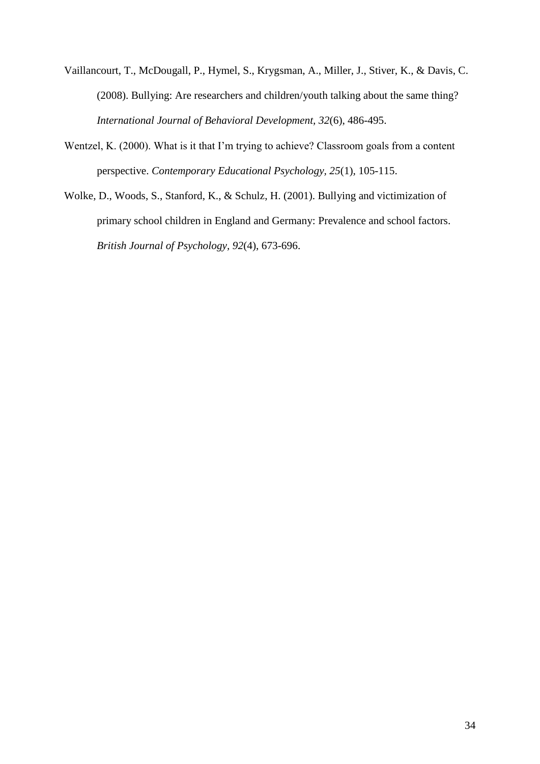Vaillancourt, T., McDougall, P., Hymel, S., Krygsman, A., Miller, J., Stiver, K., & Davis, C. (2008). Bullying: Are researchers and children/youth talking about the same thing? *International Journal of Behavioral Development, 32*(6), 486-495.

Wentzel, K. (2000). What is it that I'm trying to achieve? Classroom goals from a content perspective. *Contemporary Educational Psychology, 25*(1), 105-115.

Wolke, D., Woods, S., Stanford, K., & Schulz, H. (2001). Bullying and victimization of primary school children in England and Germany: Prevalence and school factors. *British Journal of Psychology, 92*(4), 673-696.